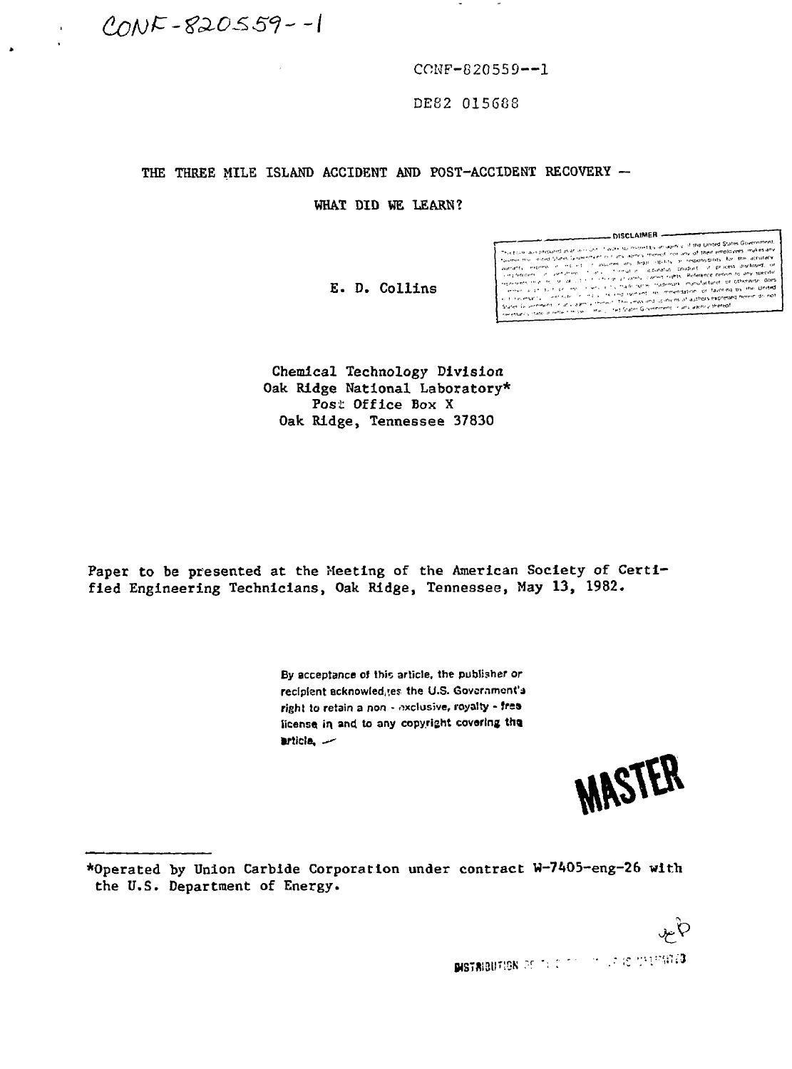CONF-820559--1

CONF-820559--1

DE82 015688

# THE THREE MILE ISLAND ACCIDENT AND POST-ACCIDENT RECOVERY — WHAT DID WE LEARN?

E. D. Collins

Chemical Technology Division
Oak Ridge National Laboratory*
Post Office Box X
Oak Ridge, Tennessee 37830

Paper to be presented at the Meeting of the American Society of Certified Engineering Technicians, Oak Ridge, Tennessee, May 13, 1982.

By acceptance of this article, the publisher or recipient acknowledges the U.S. Government's right to retain a non - exclusive, royalty - free license in and to any copyright covering the article.

MASTER

---

*Operated by Union Carbide Corporation under contract W-7405-eng-26 with the U.S. Department of Energy.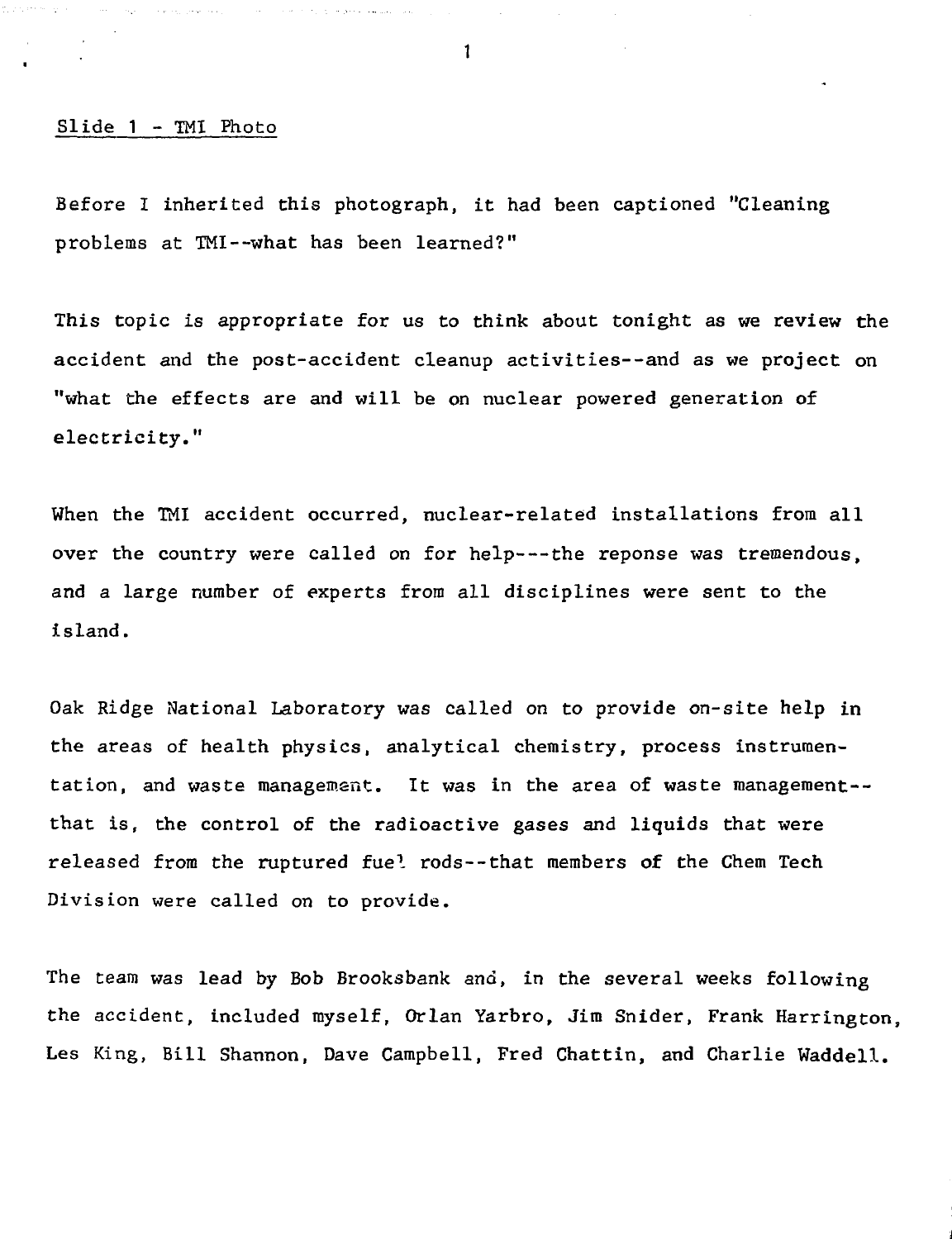Slide 1 - TMI Photo

Before I inherited this photograph, it had been captioned "Cleaning problems at TMI--what has been learned?"

This topic is appropriate for us to think about tonight as we review the accident and the post-accident cleanup activities--and as we project on "what the effects are and will be on nuclear powered generation of electricity."

When the TMI accident occurred, nuclear-related installations from all over the country were called on for help---the reponse was tremendous, and a large number of experts from all disciplines were sent to the island.

Oak Ridge National Laboratory was called on to provide on-site help in the areas of health physics, analytical chemistry, process instrumentation, and waste management. It was in the area of waste management--that is, the control of the radioactive gases and liquids that were released from the ruptured fuel rods--that members of the Chem Tech Division were called on to provide.

The team was lead by Bob Brooksbank and, in the several weeks following the accident, included myself, Orlan Yarbro, Jim Snider, Frank Harrington, Les King, Bill Shannon, Dave Campbell, Fred Chattin, and Charlie Waddell.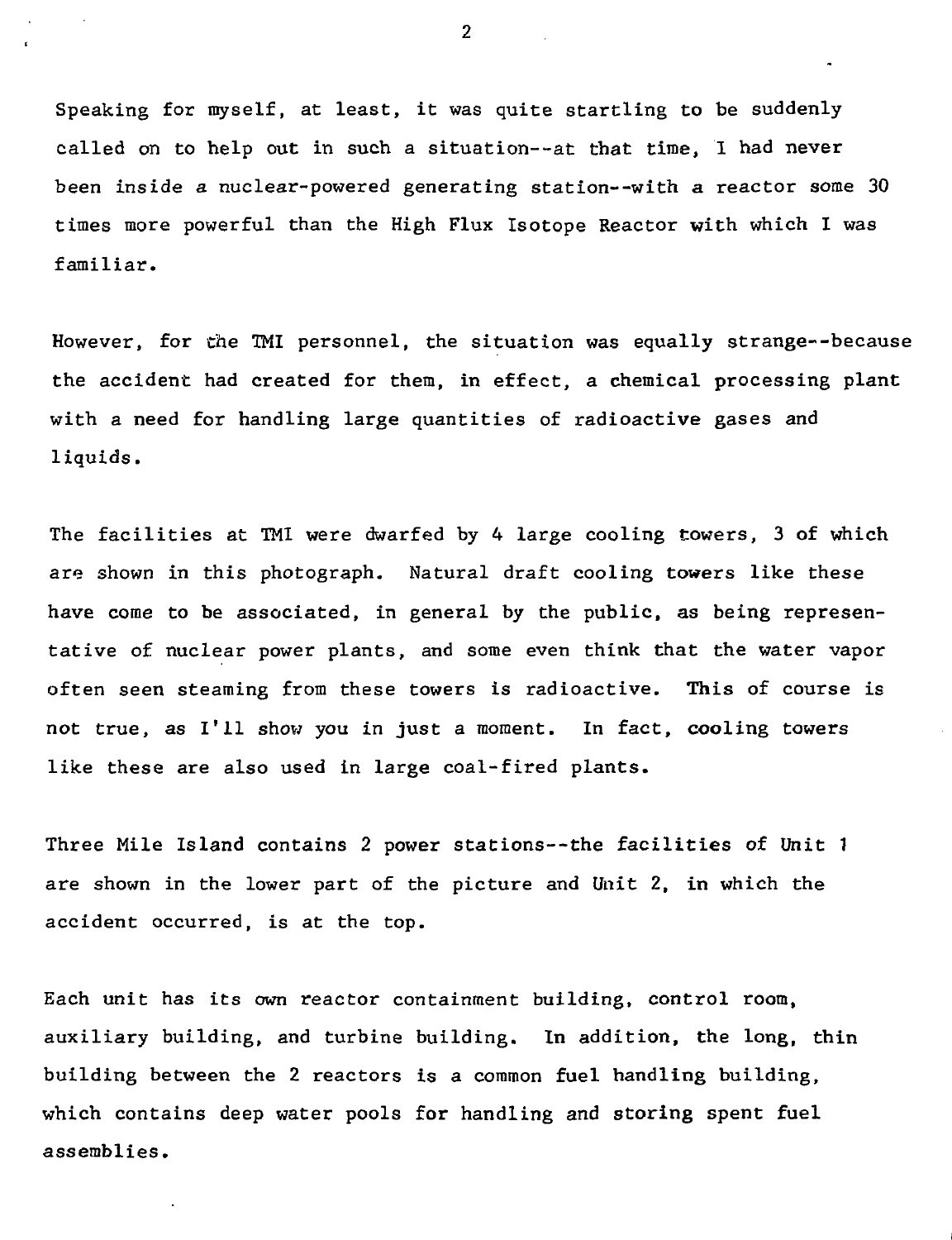Speaking for myself, at least, it was quite startling to be suddenly called on to help out in such a situation--at that time, I had never been inside a nuclear-powered generating station--with a reactor some 30 times more powerful than the High Flux Isotope Reactor with which I was familiar.

However, for the TMI personnel, the situation was equally strange--because the accident had created for them, in effect, a chemical processing plant with a need for handling large quantities of radioactive gases and liquids.

The facilities at TMI were dwarfed by 4 large cooling towers, 3 of which are shown in this photograph. Natural draft cooling towers like these have come to be associated, in general by the public, as being representative of nuclear power plants, and some even think that the water vapor often seen steaming from these towers is radioactive. This of course is not true, as I'll show you in just a moment. In fact, cooling towers like these are also used in large coal-fired plants.

Three Mile Island contains 2 power stations--the facilities of Unit 1 are shown in the lower part of the picture and Unit 2, in which the accident occurred, is at the top.

Each unit has its own reactor containment building, control room, auxiliary building, and turbine building. In addition, the long, thin building between the 2 reactors is a common fuel handling building, which contains deep water pools for handling and storing spent fuel assemblies.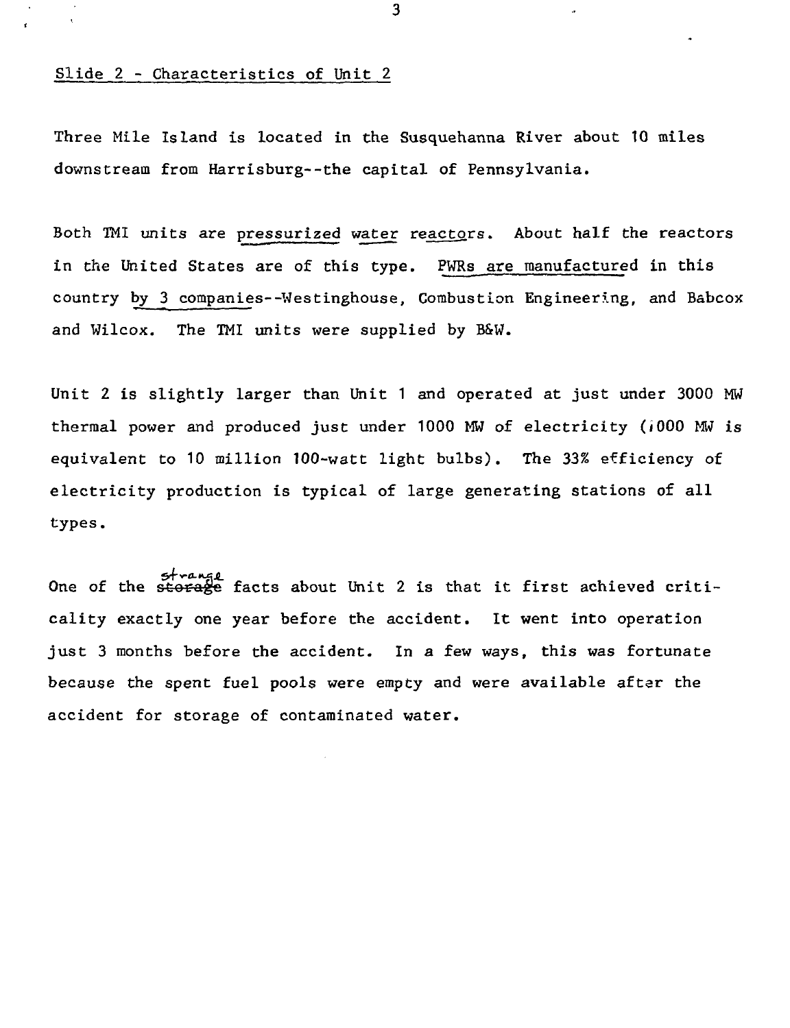Slide 2 - Characteristics of Unit 2

Three Mile Island is located in the Susquehanna River about 10 miles downstream from Harrisburg--the capital of Pennsylvania.

Both TMI units are pressurized water reactors. About half the reactors in the United States are of this type. PWRs are manufactured in this country by 3 companies--Westinghouse, Combustion Engineering, and Babcox and Wilcox. The TMI units were supplied by B&W.

Unit 2 is slightly larger than Unit 1 and operated at just under 3000 MW thermal power and produced just under 1000 MW of electricity (1000 MW is equivalent to 10 million 100-watt light bulbs). The 33% efficiency of electricity production is typical of large generating stations of all types.

One of the ~~storage~~ strange facts about Unit 2 is that it first achieved criticality exactly one year before the accident. It went into operation just 3 months before the accident. In a few ways, this was fortunate because the spent fuel pools were empty and were available after the accident for storage of contaminated water.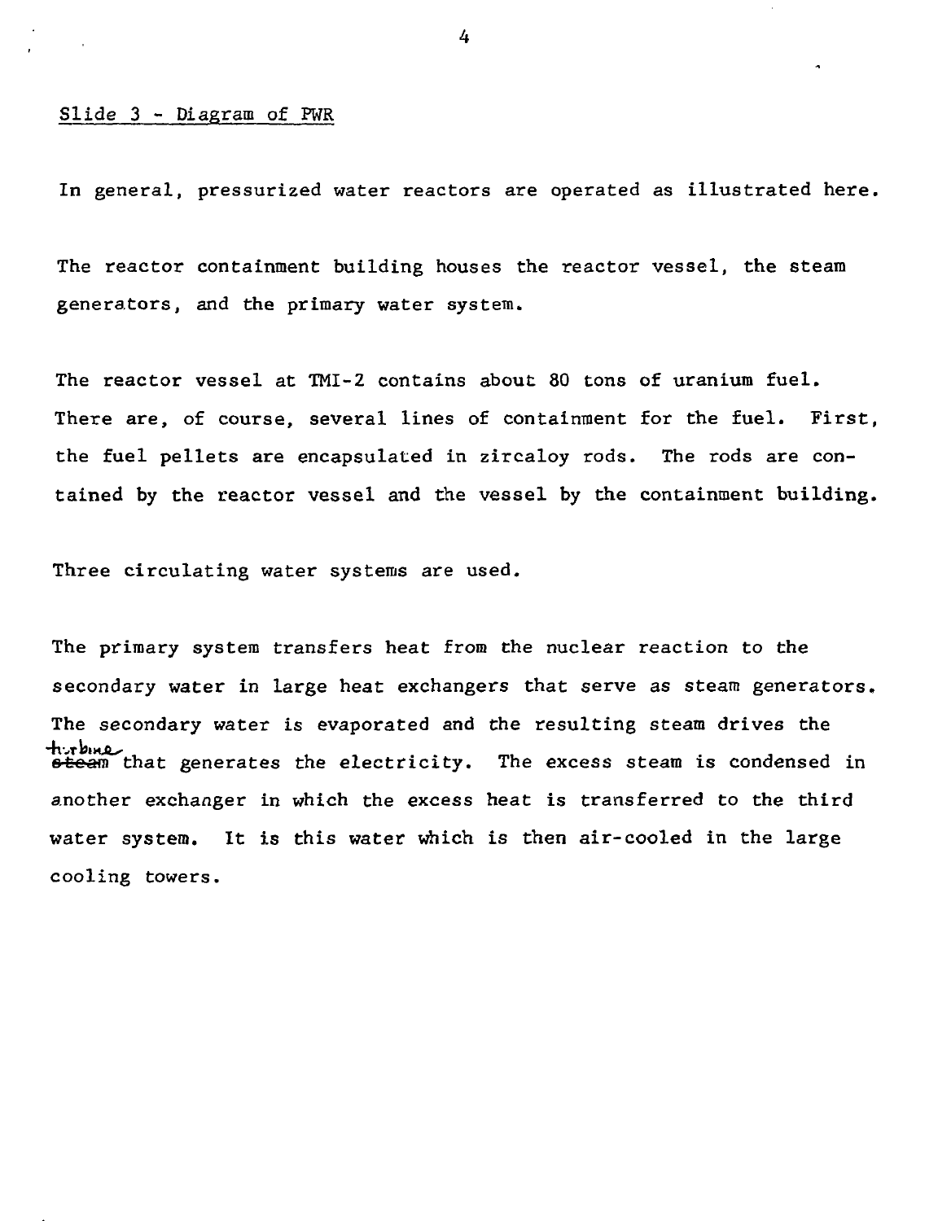Slide 3 - Diagram of PWR

In general, pressurized water reactors are operated as illustrated here.

The reactor containment building houses the reactor vessel, the steam generators, and the primary water system.

The reactor vessel at TMI-2 contains about 80 tons of uranium fuel. There are, of course, several lines of containment for the fuel. First, the fuel pellets are encapsulated in zircaloy rods. The rods are contained by the reactor vessel and the vessel by the containment building.

Three circulating water systems are used.

The primary system transfers heat from the nuclear reaction to the secondary water in large heat exchangers that serve as steam generators. The secondary water is evaporated and the resulting steam drives the turbine that generates the electricity. The excess steam is condensed in another exchanger in which the excess heat is transferred to the third water system. It is this water which is then air-cooled in the large cooling towers.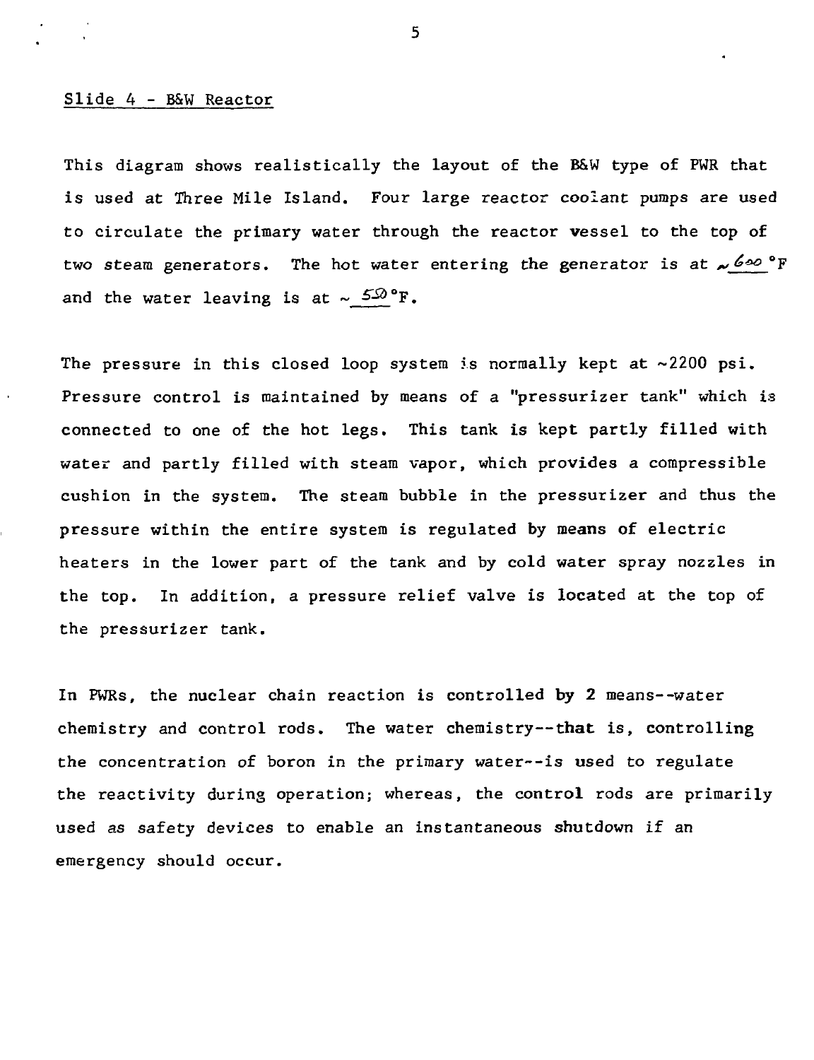Slide 4 - B&W Reactor

This diagram shows realistically the layout of the B&W type of PWR that is used at Three Mile Island. Four large reactor coolant pumps are used to circulate the primary water through the reactor vessel to the top of two steam generators. The hot water entering the generator is at ~600 °F and the water leaving is at ~550°F.

The pressure in this closed loop system is normally kept at ~2200 psi. Pressure control is maintained by means of a "pressurizer tank" which is connected to one of the hot legs. This tank is kept partly filled with water and partly filled with steam vapor, which provides a compressible cushion in the system. The steam bubble in the pressurizer and thus the pressure within the entire system is regulated by means of electric heaters in the lower part of the tank and by cold water spray nozzles in the top. In addition, a pressure relief valve is located at the top of the pressurizer tank.

In PWRs, the nuclear chain reaction is controlled by 2 means--water chemistry and control rods. The water chemistry--that is, controlling the concentration of boron in the primary water--is used to regulate the reactivity during operation; whereas, the control rods are primarily used as safety devices to enable an instantaneous shutdown if an emergency should occur.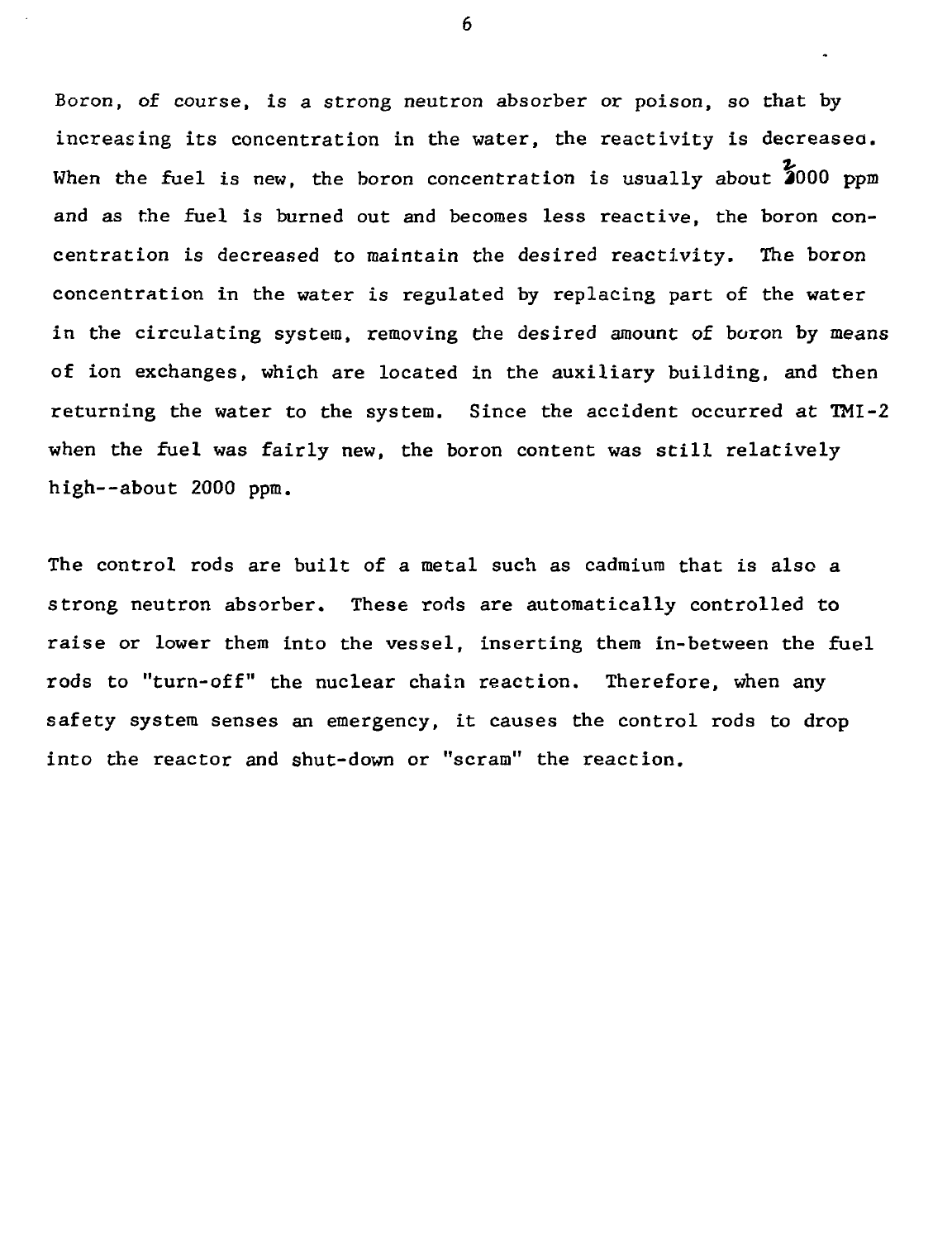Boron, of course, is a strong neutron absorber or poison, so that by increasing its concentration in the water, the reactivity is decreased. When the fuel is new, the boron concentration is usually about 2000 ppm and as the fuel is burned out and becomes less reactive, the boron concentration is decreased to maintain the desired reactivity. The boron concentration in the water is regulated by replacing part of the water in the circulating system, removing the desired amount of boron by means of ion exchanges, which are located in the auxiliary building, and then returning the water to the system. Since the accident occurred at TMI-2 when the fuel was fairly new, the boron content was still relatively high--about 2000 ppm.

The control rods are built of a metal such as cadmium that is also a strong neutron absorber. These rods are automatically controlled to raise or lower them into the vessel, inserting them in-between the fuel rods to "turn-off" the nuclear chain reaction. Therefore, when any safety system senses an emergency, it causes the control rods to drop into the reactor and shut-down or "scram" the reaction.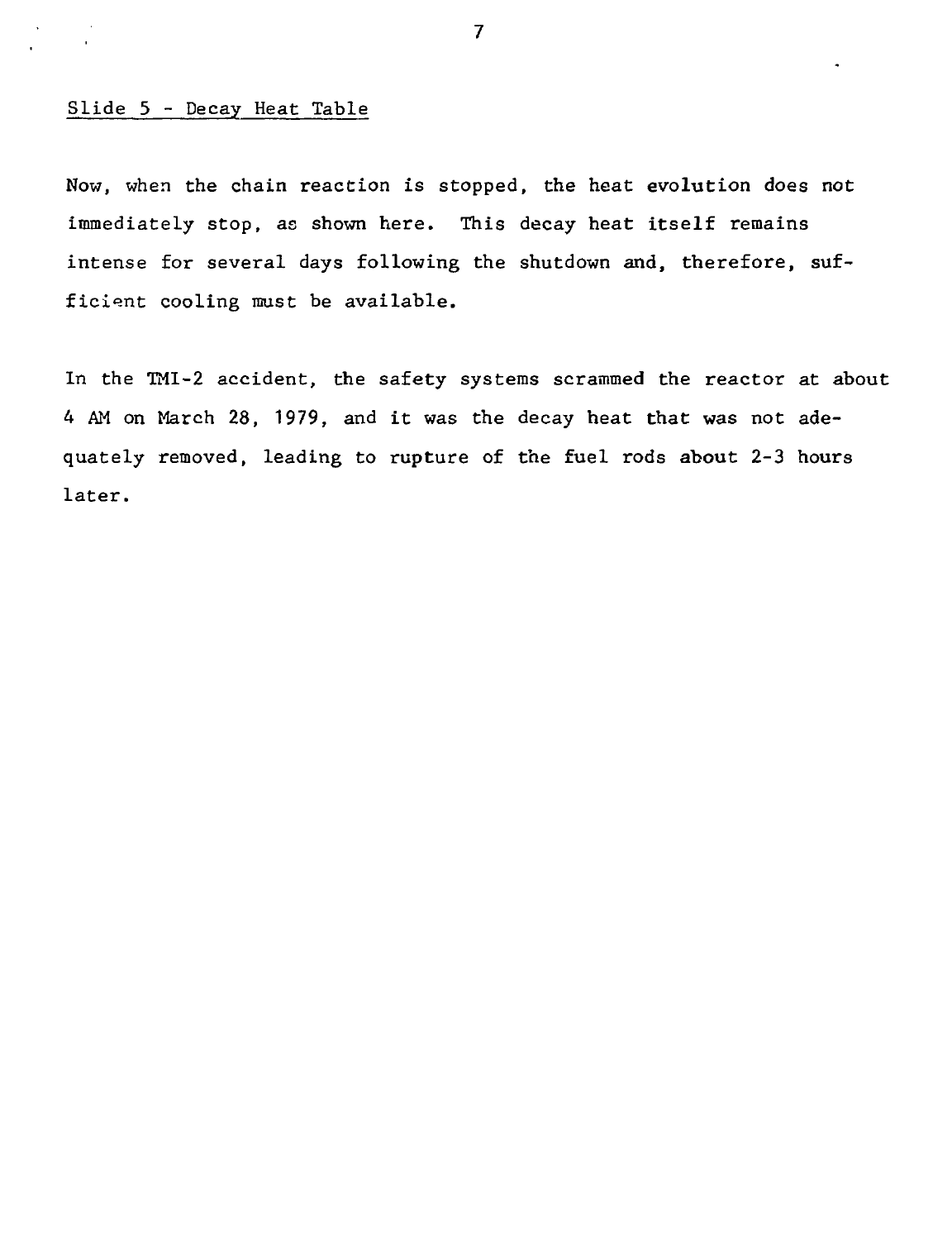Slide 5 - Decay Heat Table

Now, when the chain reaction is stopped, the heat evolution does not immediately stop, as shown here. This decay heat itself remains intense for several days following the shutdown and, therefore, sufficient cooling must be available.

In the TMI-2 accident, the safety systems scrammed the reactor at about 4 AM on March 28, 1979, and it was the decay heat that was not adequately removed, leading to rupture of the fuel rods about 2-3 hours later.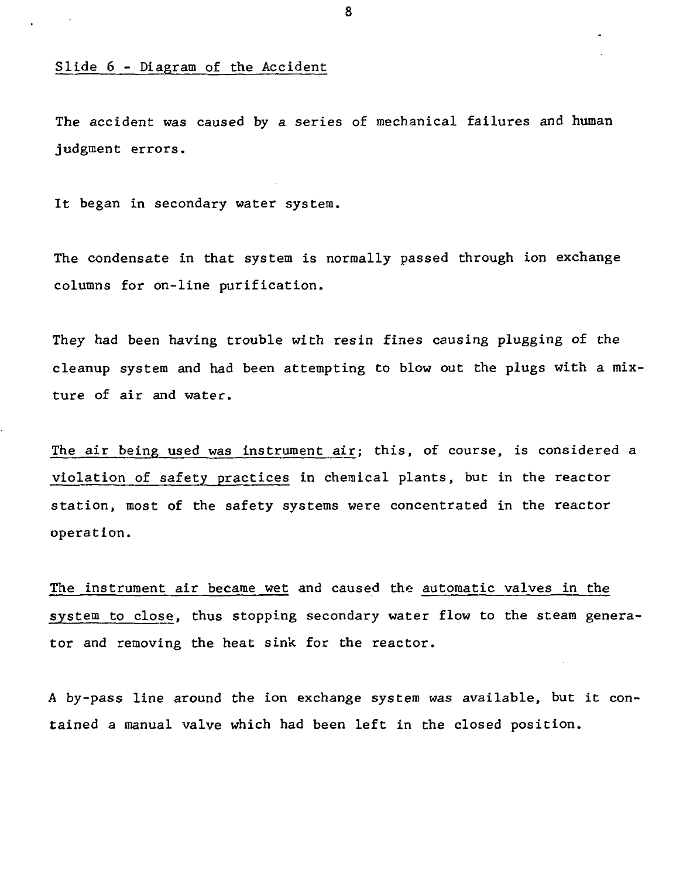Slide 6 - Diagram of the Accident

The accident was caused by a series of mechanical failures and human judgment errors.

It began in secondary water system.

The condensate in that system is normally passed through ion exchange columns for on-line purification.

They had been having trouble with resin fines causing plugging of the cleanup system and had been attempting to blow out the plugs with a mixture of air and water.

The air being used was instrument air; this, of course, is considered a violation of safety practices in chemical plants, but in the reactor station, most of the safety systems were concentrated in the reactor operation.

The instrument air became wet and caused the automatic valves in the system to close, thus stopping secondary water flow to the steam generator and removing the heat sink for the reactor.

A by-pass line around the ion exchange system was available, but it contained a manual valve which had been left in the closed position.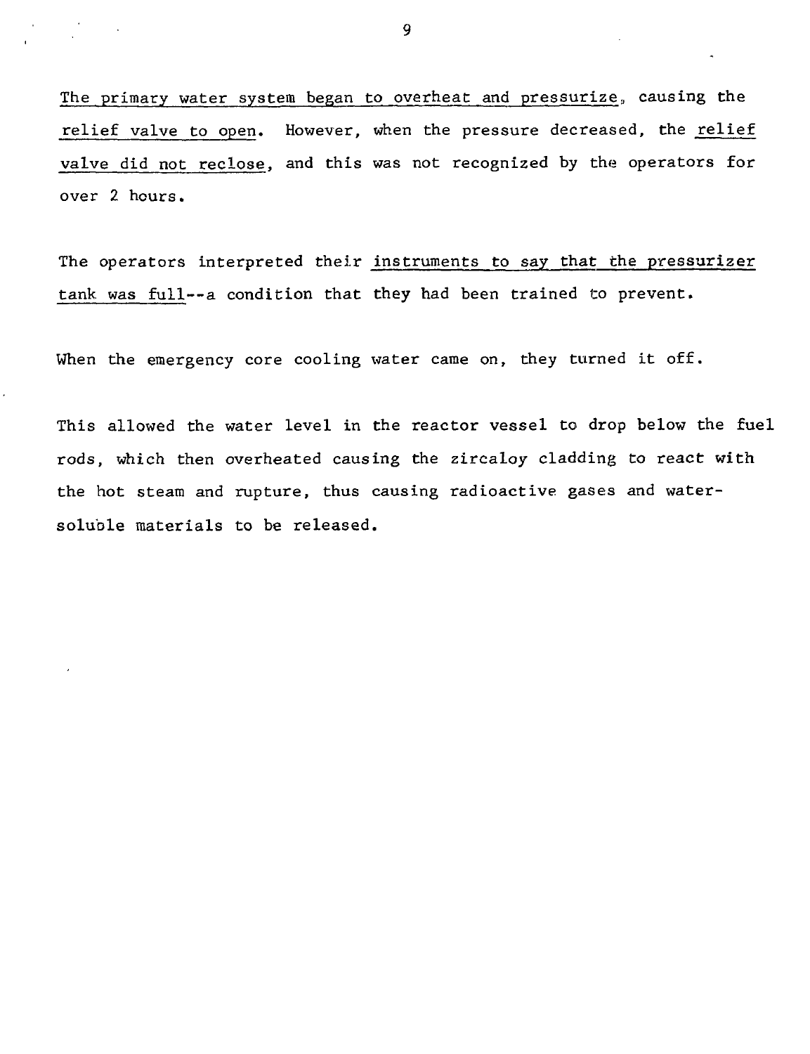The primary water system began to overheat and pressurize, causing the relief valve to open. However, when the pressure decreased, the relief valve did not reclose, and this was not recognized by the operators for over 2 hours.

The operators interpreted their instruments to say that the pressurizer tank was full--a condition that they had been trained to prevent.

When the emergency core cooling water came on, they turned it off.

This allowed the water level in the reactor vessel to drop below the fuel rods, which then overheated causing the zircaloy cladding to react with the hot steam and rupture, thus causing radioactive gases and water-soluble materials to be released.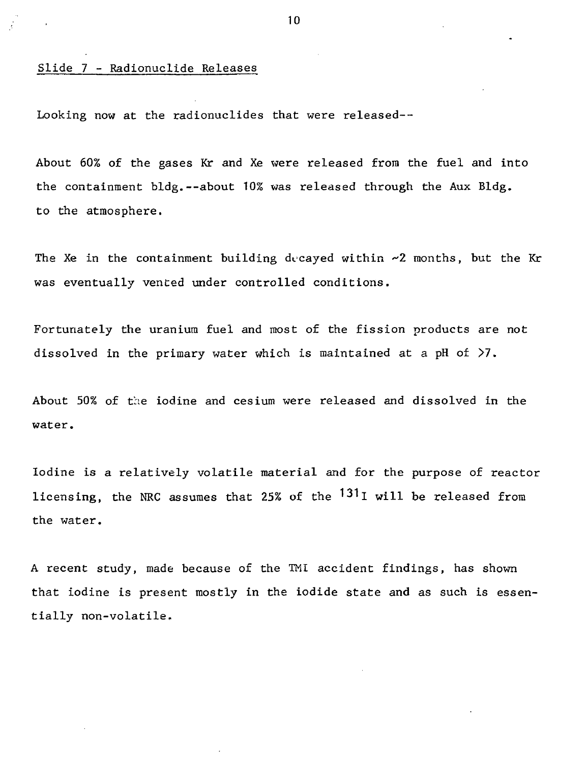Slide 7 - Radionuclide Releases

Looking now at the radionuclides that were released--

About 60% of the gases Kr and Xe were released from the fuel and into the containment bldg.--about 10% was released through the Aux Bldg. to the atmosphere.

The Xe in the containment building decayed within ~2 months, but the Kr was eventually vented under controlled conditions.

Fortunately the uranium fuel and most of the fission products are not dissolved in the primary water which is maintained at a pH of >7.

About 50% of the iodine and cesium were released and dissolved in the water.

Iodine is a relatively volatile material and for the purpose of reactor licensing, the NRC assumes that 25% of the $^{131}I$ will be released from the water.

A recent study, made because of the TMI accident findings, has shown that iodine is present mostly in the iodide state and as such is essentially non-volatile.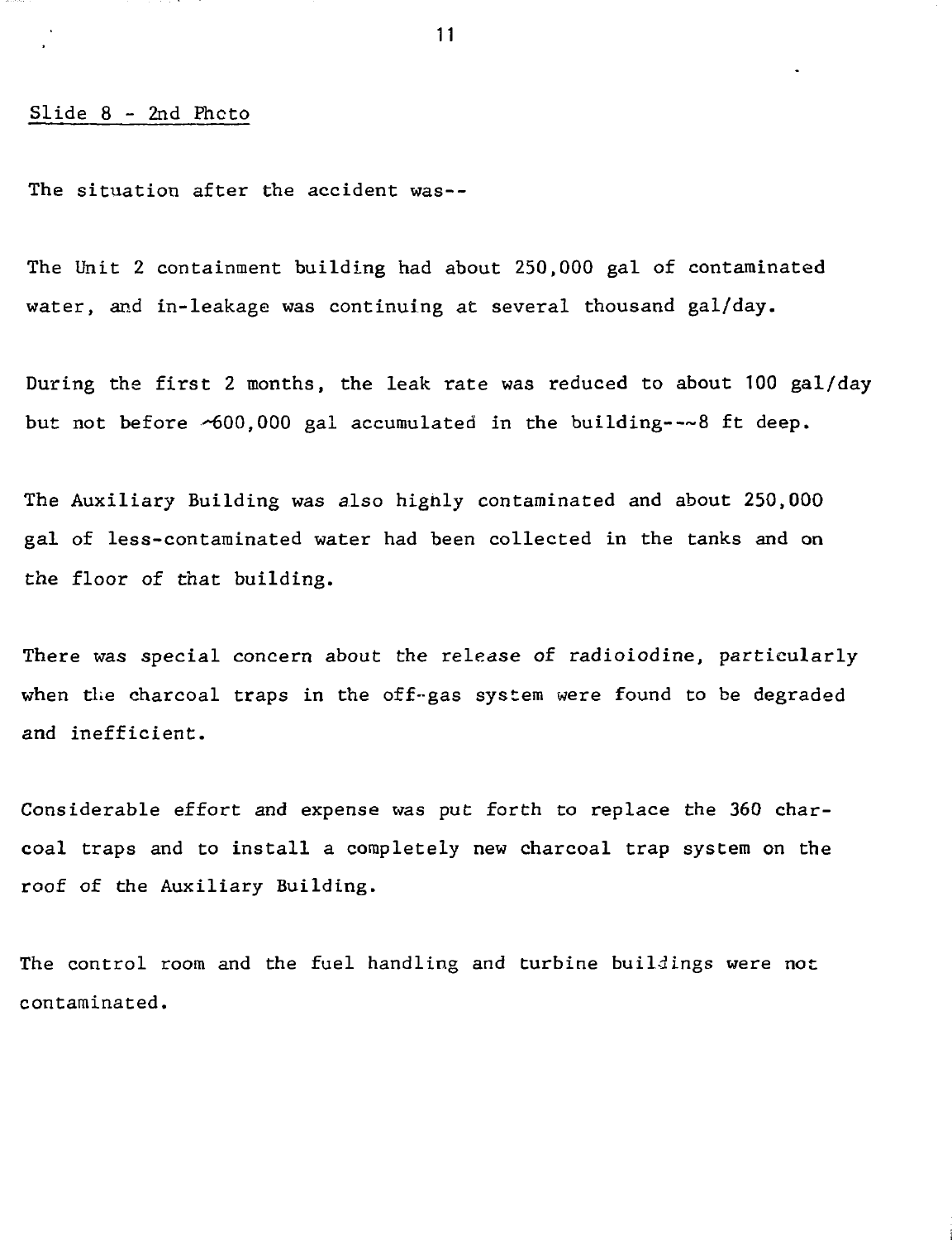Slide 8 - 2nd Photo

The situation after the accident was--

The Unit 2 containment building had about 250,000 gal of contaminated water, and in-leakage was continuing at several thousand gal/day.

During the first 2 months, the leak rate was reduced to about 100 gal/day but not before ~600,000 gal accumulated in the building---~8 ft deep.

The Auxiliary Building was also highly contaminated and about 250,000 gal of less-contaminated water had been collected in the tanks and on the floor of that building.

There was special concern about the release of radioiodine, particularly when the charcoal traps in the off-gas system were found to be degraded and inefficient.

Considerable effort and expense was put forth to replace the 360 charcoal traps and to install a completely new charcoal trap system on the roof of the Auxiliary Building.

The control room and the fuel handling and turbine buildings were not contaminated.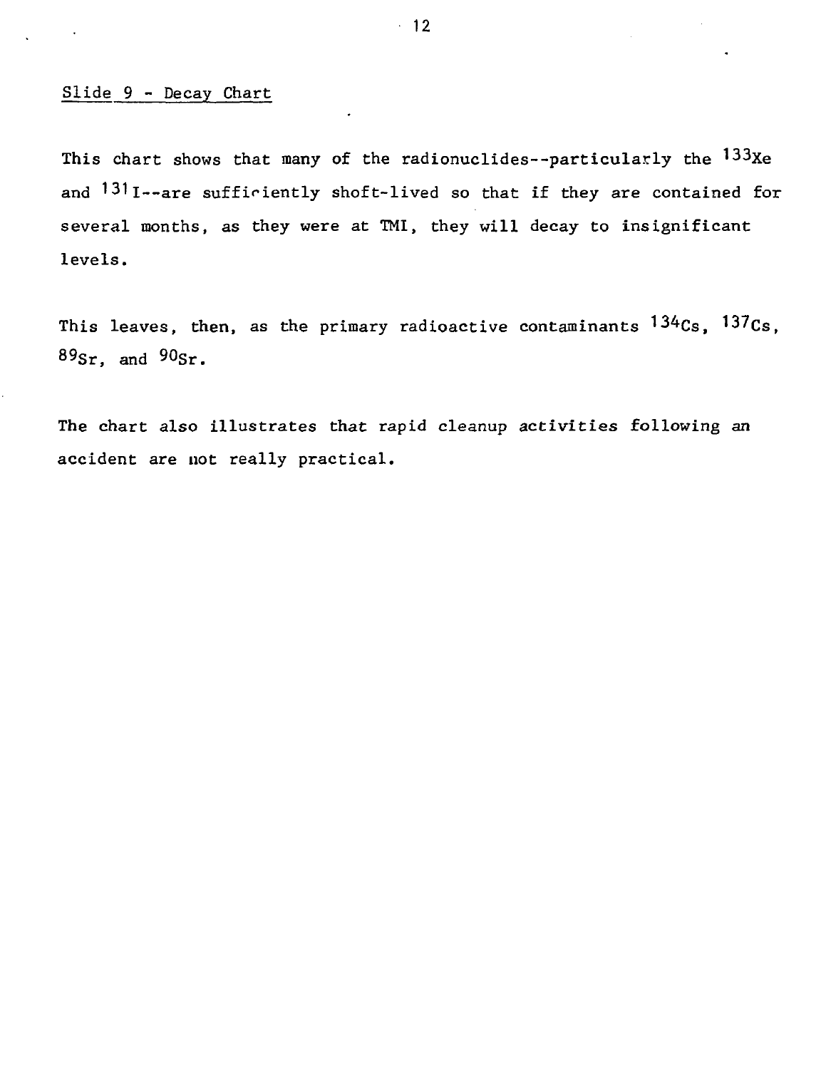Slide 9 - Decay Chart

This chart shows that many of the radionuclides--particularly the $^{133}Xe$ and $^{131}I$--are sufficiently shoft-lived so that if they are contained for several months, as they were at TMI, they will decay to insignificant levels.

This leaves, then, as the primary radioactive contaminants $^{134}Cs$, $^{137}Cs$, $^{89}Sr$, and $^{90}Sr$.

The chart also illustrates that rapid cleanup activities following an accident are not really practical.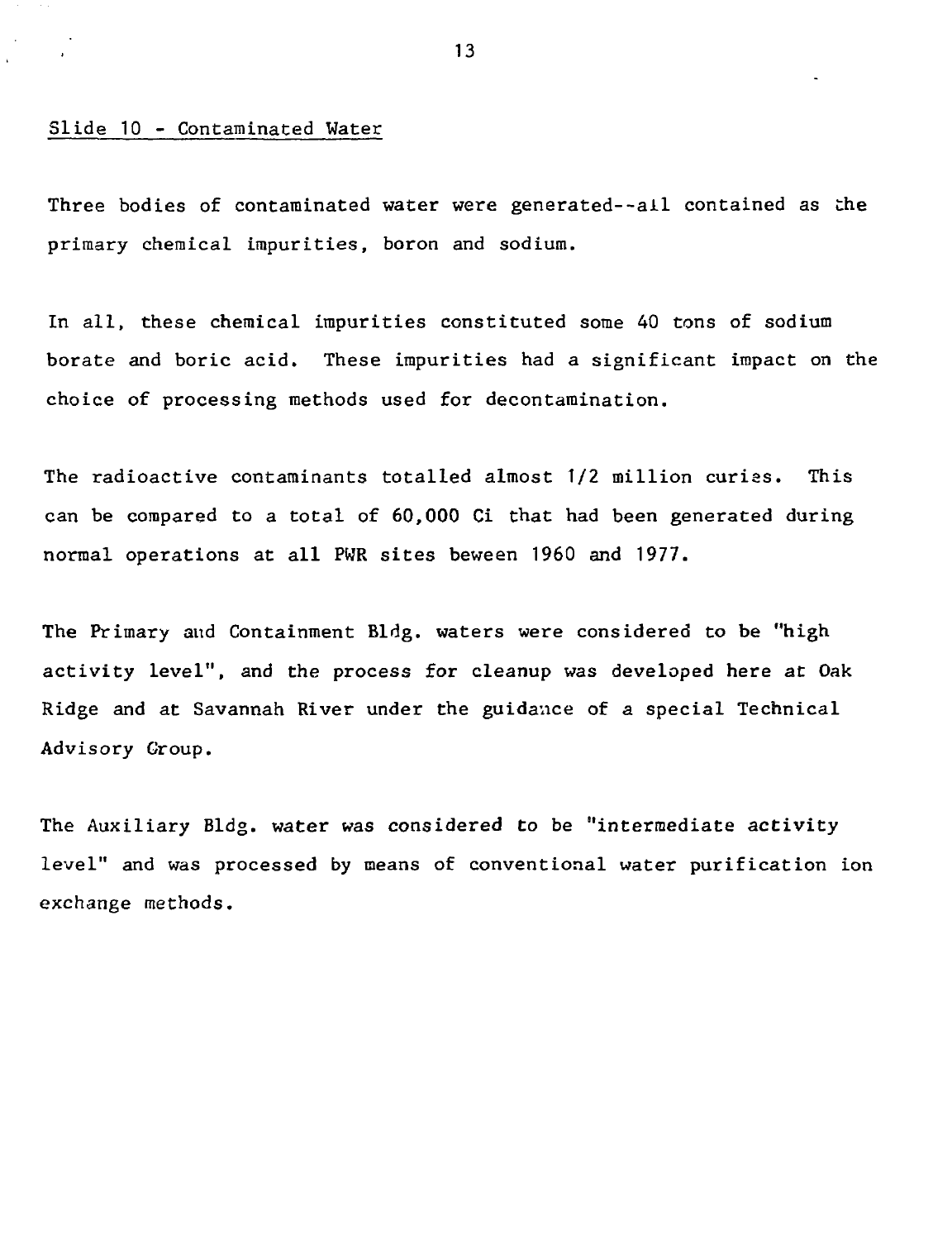Slide 10 - Contaminated Water

Three bodies of contaminated water were generated--all contained as the primary chemical impurities, boron and sodium.

In all, these chemical impurities constituted some 40 tons of sodium borate and boric acid. These impurities had a significant impact on the choice of processing methods used for decontamination.

The radioactive contaminants totalled almost 1/2 million curies. This can be compared to a total of 60,000 Ci that had been generated during normal operations at all PWR sites beween 1960 and 1977.

The Primary and Containment Bldg. waters were considered to be "high activity level", and the process for cleanup was developed here at Oak Ridge and at Savannah River under the guidance of a special Technical Advisory Group.

The Auxiliary Bldg. water was considered to be "intermediate activity level" and was processed by means of conventional water purification ion exchange methods.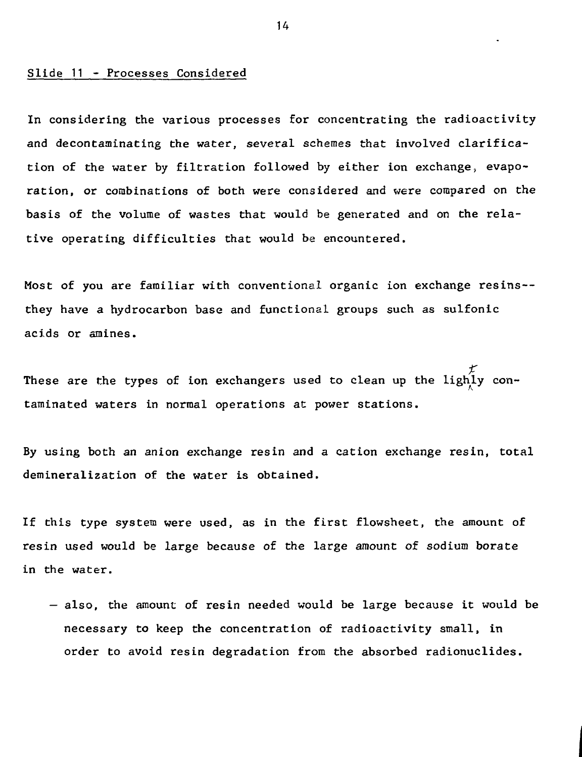Slide 11 - Processes Considered

In considering the various processes for concentrating the radioactivity and decontaminating the water, several schemes that involved clarification of the water by filtration followed by either ion exchange, evaporation, or combinations of both were considered and were compared on the basis of the volume of wastes that would be generated and on the relative operating difficulties that would be encountered.

Most of you are familiar with conventional organic ion exchange resins--they have a hydrocarbon base and functional groups such as sulfonic acids or amines.

These are the types of ion exchangers used to clean up the lightly contaminated waters in normal operations at power stations.

By using both an anion exchange resin and a cation exchange resin, total demineralization of the water is obtained.

If this type system were used, as in the first flowsheet, the amount of resin used would be large because of the large amount of sodium borate in the water.

- also, the amount of resin needed would be large because it would be necessary to keep the concentration of radioactivity small, in order to avoid resin degradation from the absorbed radionuclides.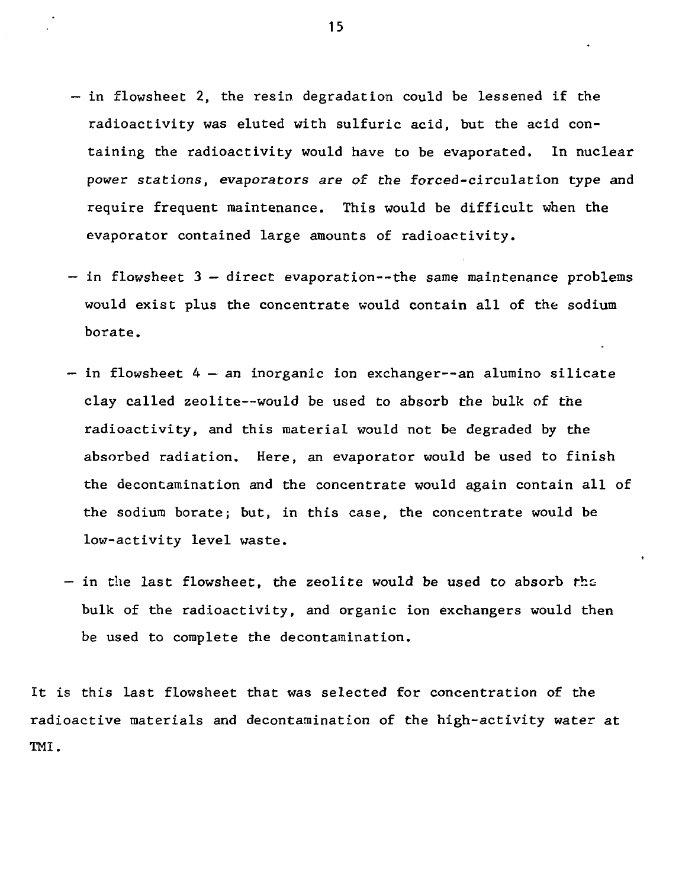- in flowsheet 2, the resin degradation could be lessened if the radioactivity was eluted with sulfuric acid, but the acid containing the radioactivity would have to be evaporated. In nuclear power stations, evaporators are of the forced-circulation type and require frequent maintenance. This would be difficult when the evaporator contained large amounts of radioactivity.

- in flowsheet 3 – direct evaporation--the same maintenance problems would exist plus the concentrate would contain all of the sodium borate.

- in flowsheet 4 – an inorganic ion exchanger--an alumino silicate clay called zeolite--would be used to absorb the bulk of the radioactivity, and this material would not be degraded by the absorbed radiation. Here, an evaporator would be used to finish the decontamination and the concentrate would again contain all of the sodium borate; but, in this case, the concentrate would be low-activity level waste.

- in the last flowsheet, the zeolite would be used to absorb the bulk of the radioactivity, and organic ion exchangers would then be used to complete the decontamination.

It is this last flowsheet that was selected for concentration of the radioactive materials and decontamination of the high-activity water at TMI.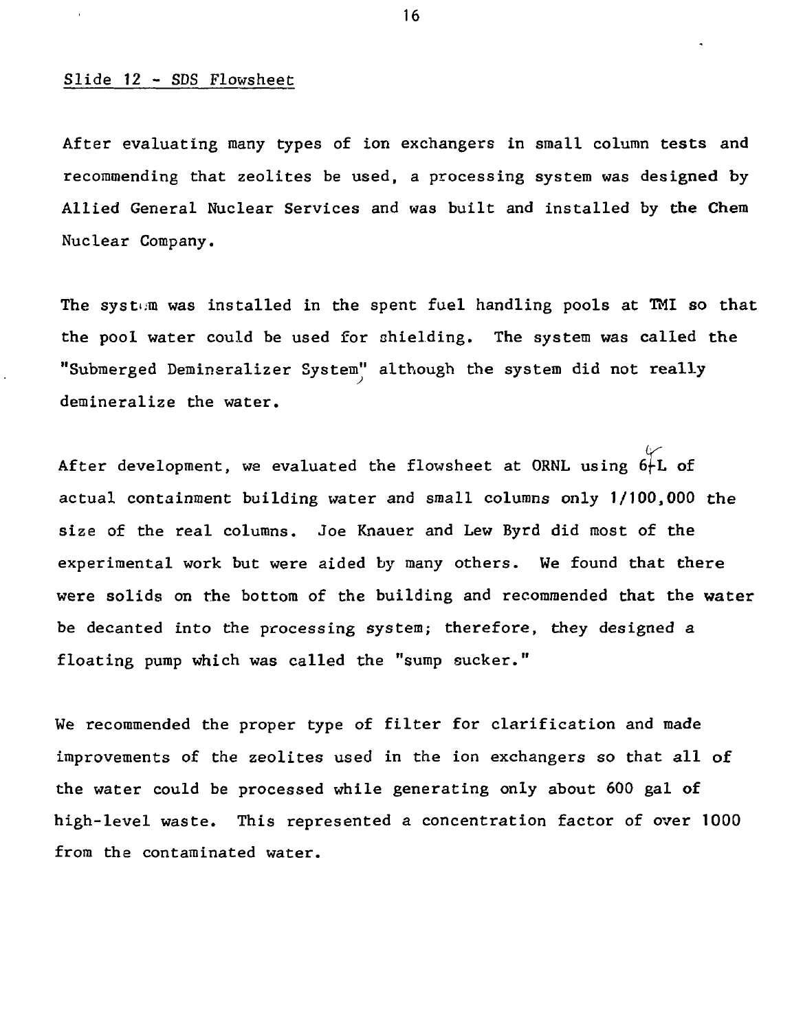## Slide 12 - SDS Flowsheet

After evaluating many types of ion exchangers in small column tests and recommending that zeolites be used, a processing system was designed by Allied General Nuclear Services and was built and installed by the Chem Nuclear Company.

The system was installed in the spent fuel handling pools at TMI so that the pool water could be used for shielding. The system was called the "Submerged Demineralizer System" although the system did not really demineralize the water.

After development, we evaluated the flowsheet at ORNL using 6 L of actual containment building water and small columns only 1/100,000 the size of the real columns. Joe Knauer and Lew Byrd did most of the experimental work but were aided by many others. We found that there were solids on the bottom of the building and recommended that the water be decanted into the processing system; therefore, they designed a floating pump which was called the "sump sucker."

We recommended the proper type of filter for clarification and made improvements of the zeolites used in the ion exchangers so that all of the water could be processed while generating only about 600 gal of high-level waste. This represented a concentration factor of over 1000 from the contaminated water.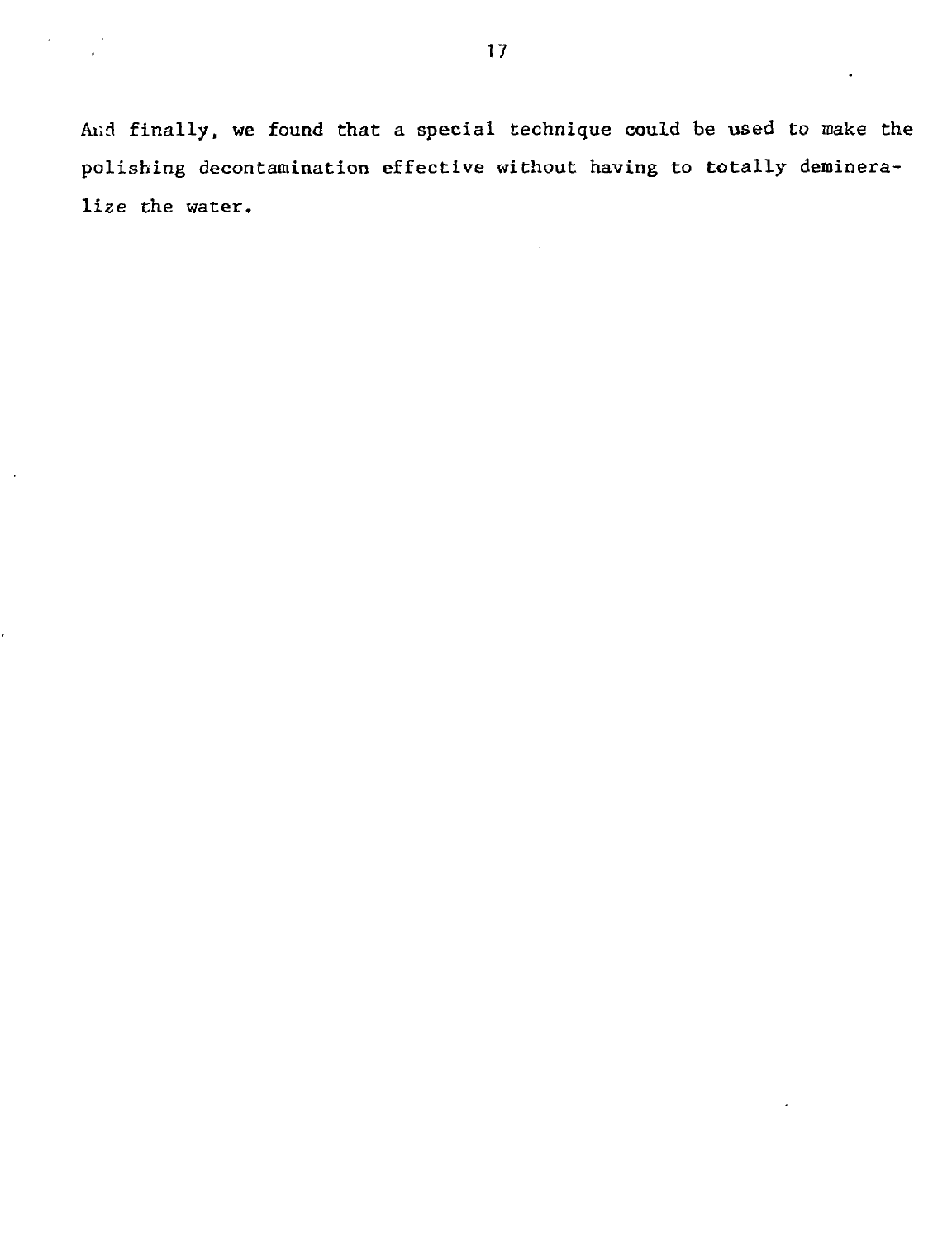And finally, we found that a special technique could be used to make the polishing decontamination effective without having to totally demineralize the water.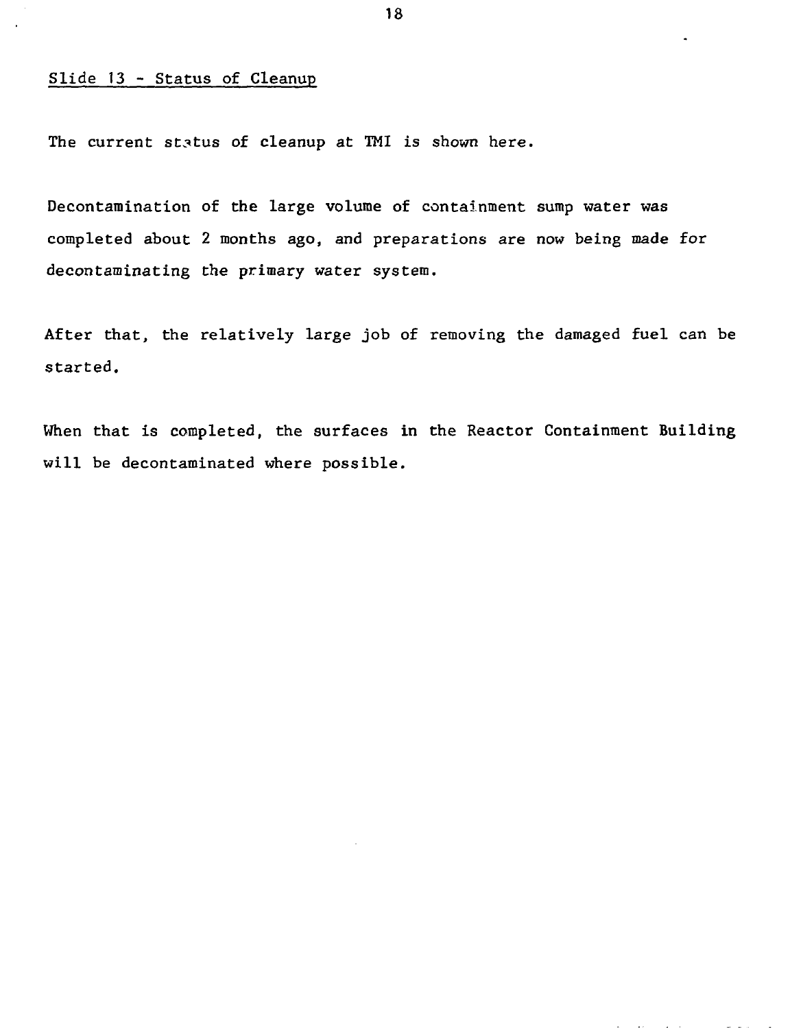Slide 13 - Status of Cleanup

The current status of cleanup at TMI is shown here.

Decontamination of the large volume of containment sump water was completed about 2 months ago, and preparations are now being made for decontaminating the primary water system.

After that, the relatively large job of removing the damaged fuel can be started.

When that is completed, the surfaces in the Reactor Containment Building will be decontaminated where possible.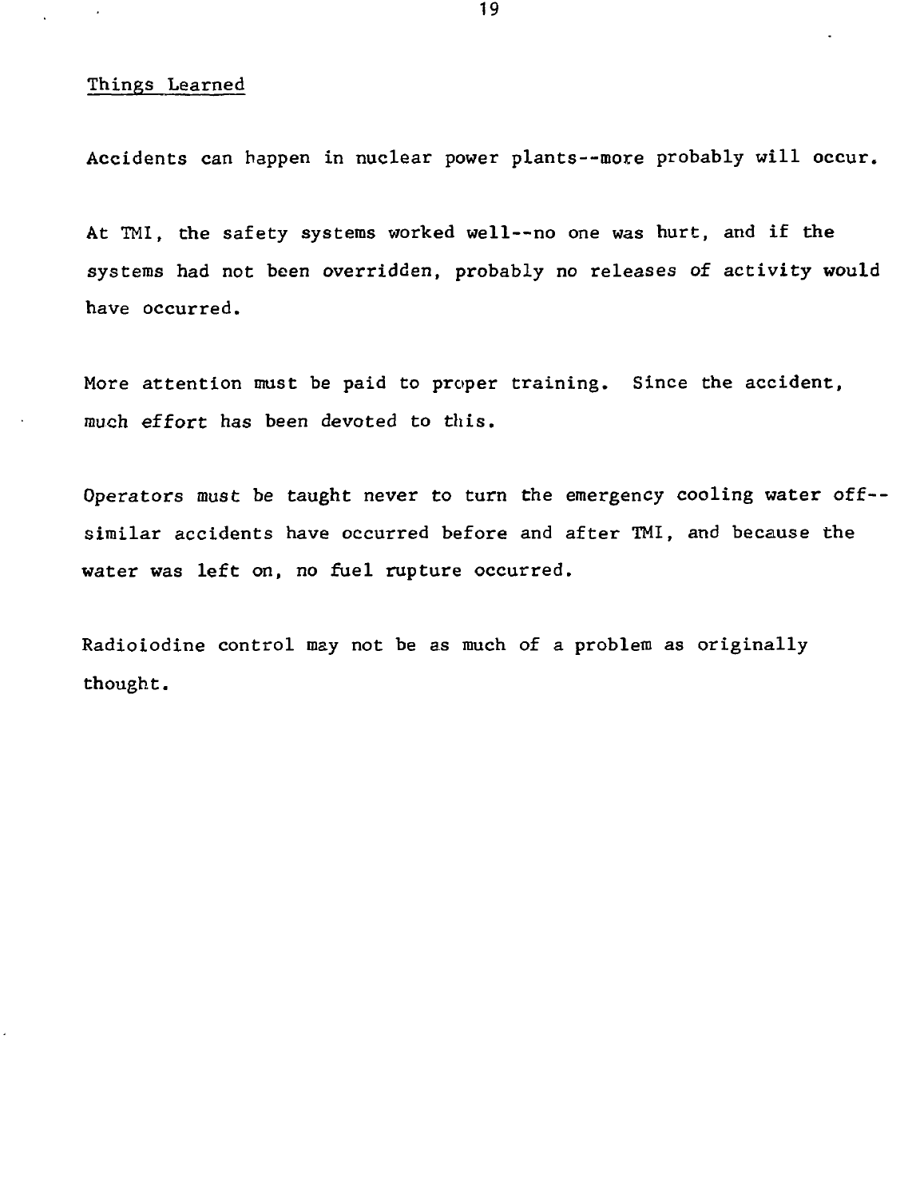## Things Learned

Accidents can happen in nuclear power plants--more probably will occur.

At TMI, the safety systems worked well--no one was hurt, and if the systems had not been overridden, probably no releases of activity would have occurred.

More attention must be paid to proper training. Since the accident, much effort has been devoted to this.

Operators must be taught never to turn the emergency cooling water off--similar accidents have occurred before and after TMI, and because the water was left on, no fuel rupture occurred.

Radioiodine control may not be as much of a problem as originally thought.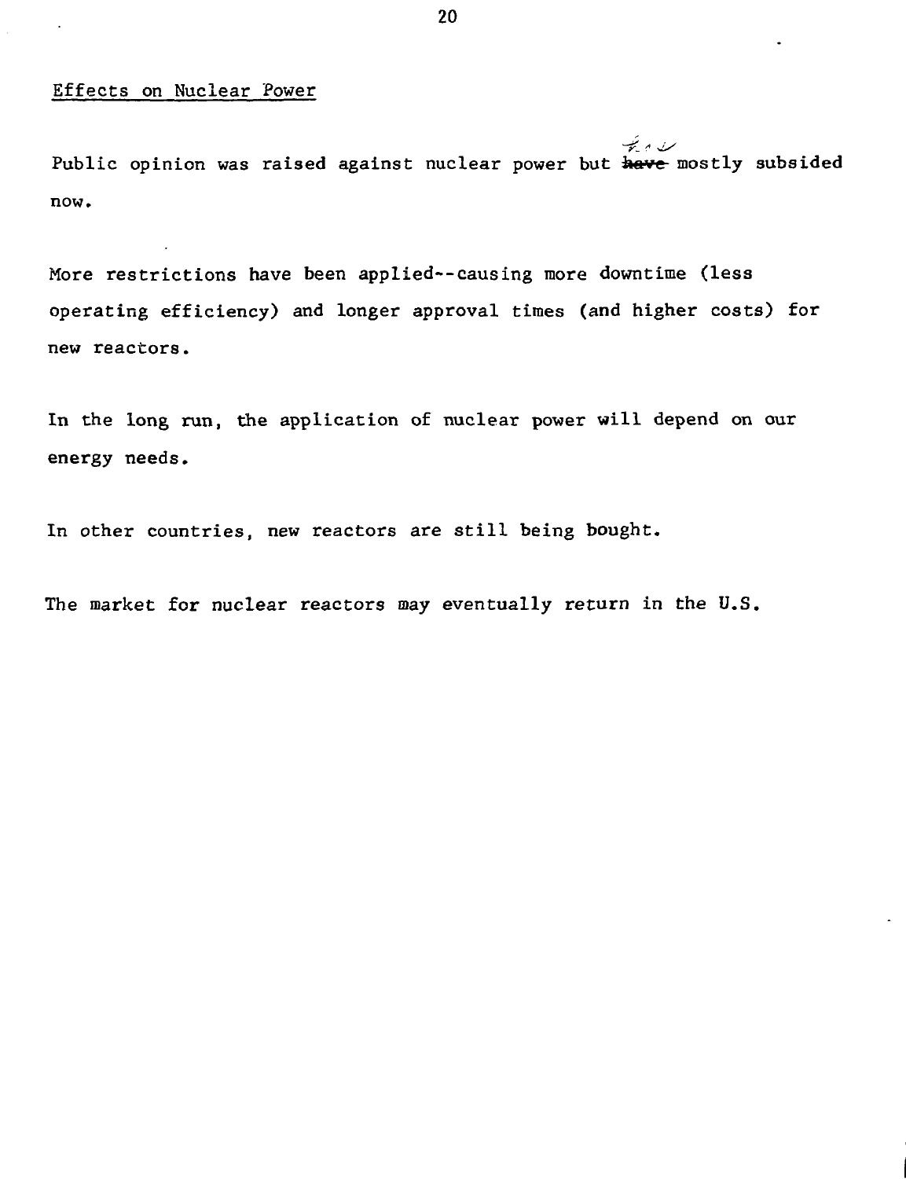Effects on Nuclear Power

Public opinion was raised against nuclear power but has mostly subsided now.

More restrictions have been applied--causing more downtime (less operating efficiency) and longer approval times (and higher costs) for new reactors.

In the long run, the application of nuclear power will depend on our energy needs.

In other countries, new reactors are still being bought.

The market for nuclear reactors may eventually return in the U.S.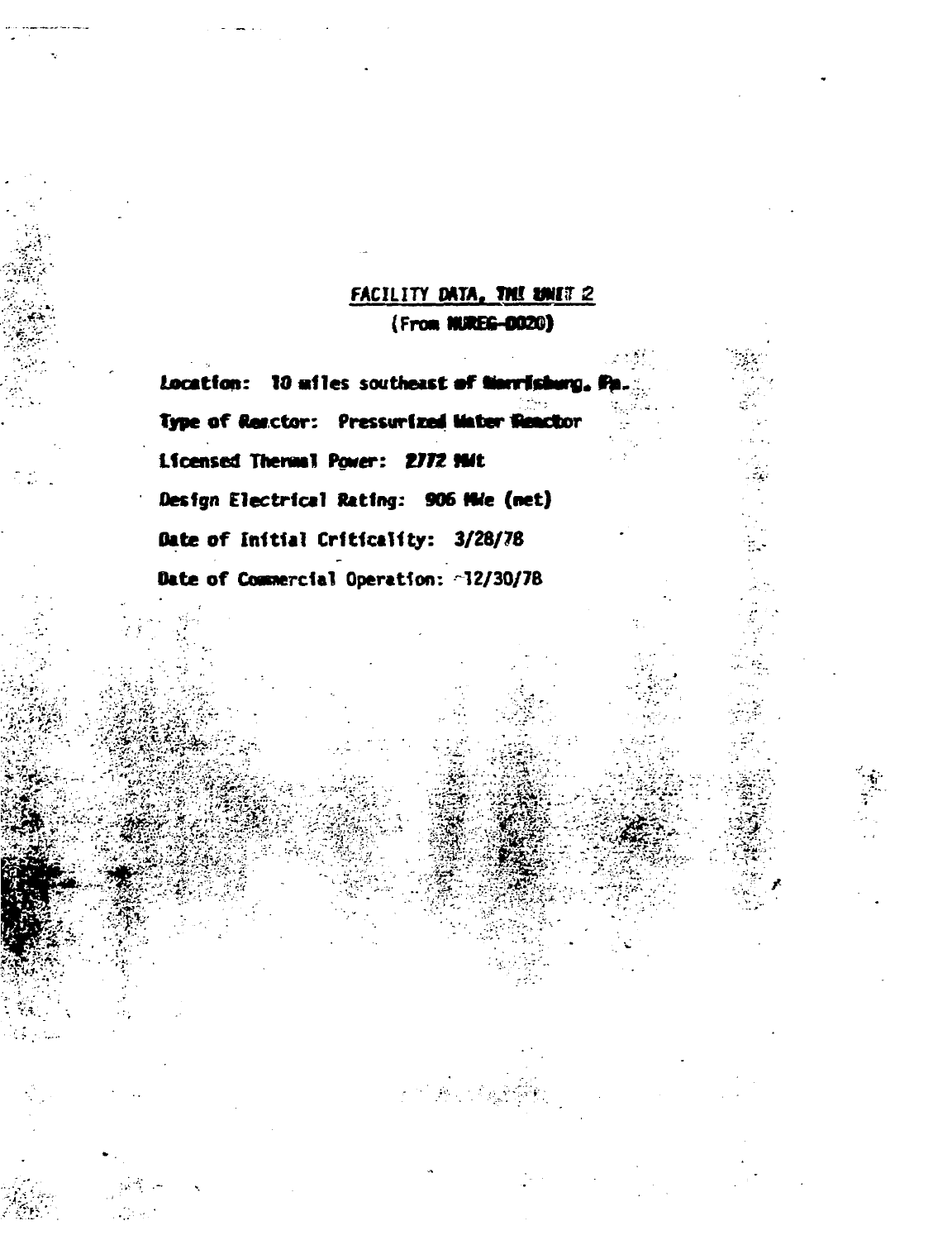## FACILITY DATA, TMI UNIT 2

(From NUREG-0020)

**Location:** 10 miles southeast of Harrisburg, Pa.

**Type of Reactor:** Pressurized Water Reactor

**Licensed Thermal Power:** 2772 MWt

**Design Electrical Rating:** 906 MWe (net)

**Date of Initial Criticality:** 3/28/78

**Date of Commercial Operation:** 12/30/78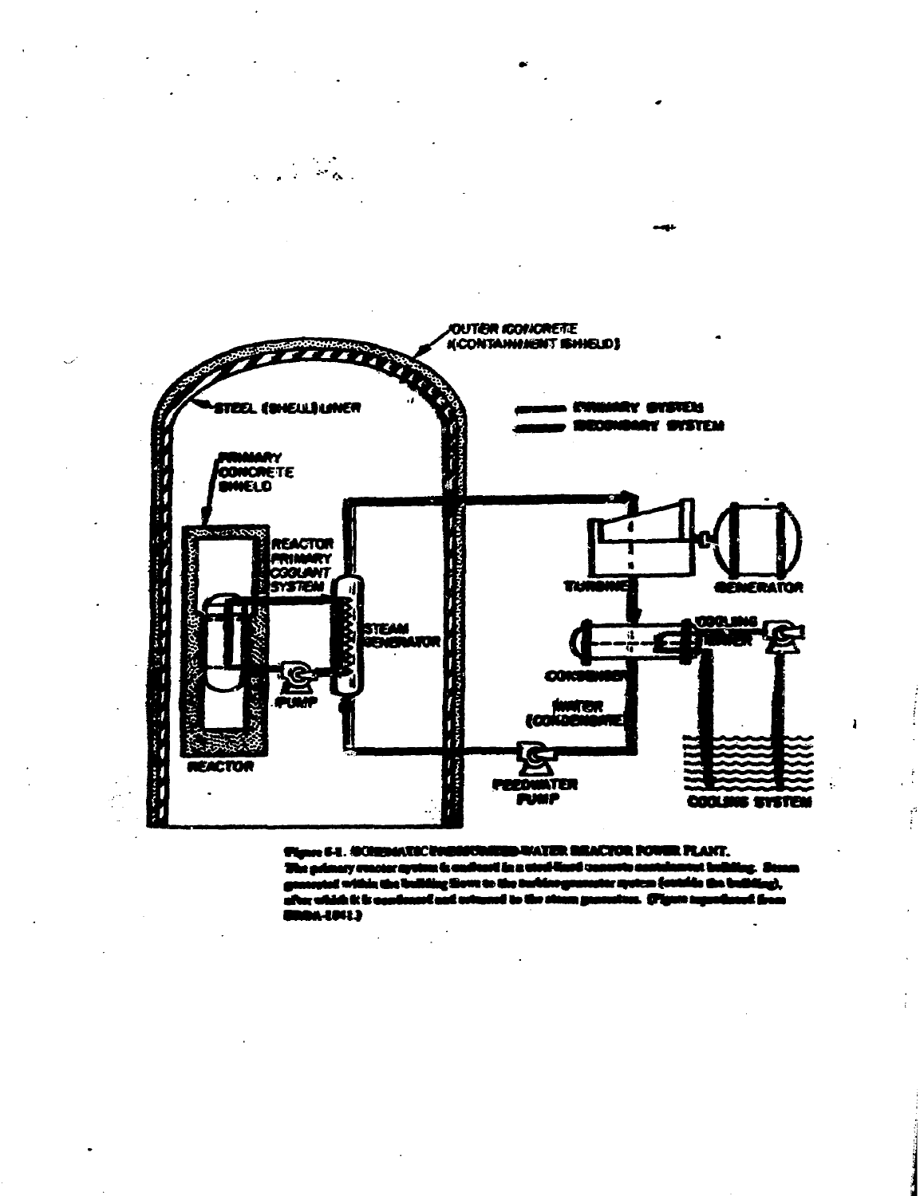Figure 5-1. SCHEMATIC PRESSURIZED-WATER REACTOR POWER PLANT. The primary reactor system is enclosed in a steel-lined concrete containment building. Steam generated within the building flows to the turbine-generator system (outside the building), after which it is condensed and returned to the steam generator. (Figure reproduced from ERDA-1541.)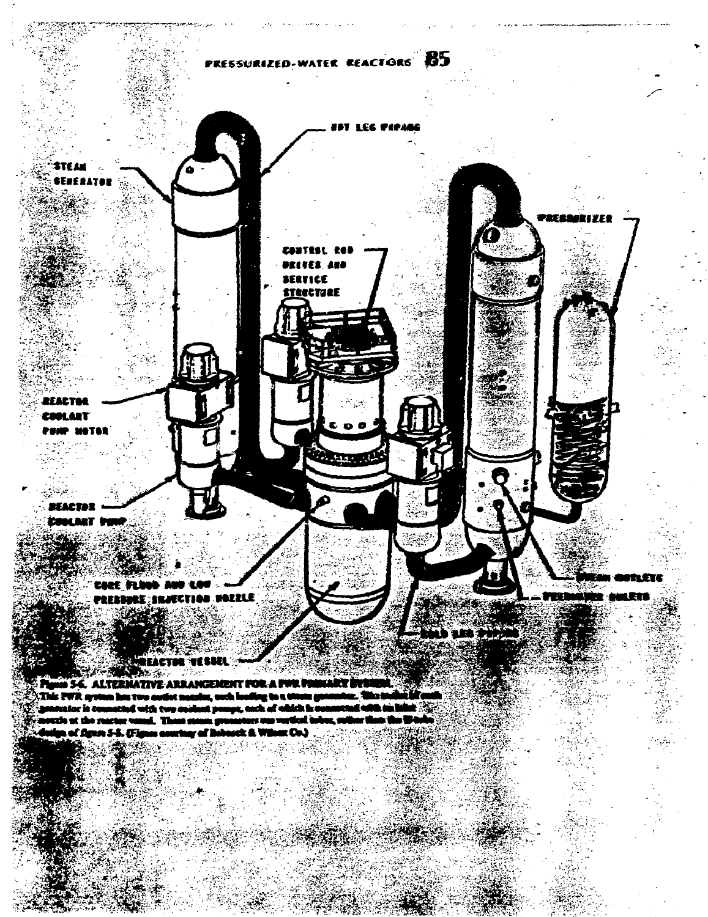Figure 5-6. ALTERNATIVE ARRANGEMENT FOR A PWR PRIMARY SYSTEM.
This PWR system has two outlet nozzles, each leading to a steam generator. The outlet of each generator is connected with two coolant pumps, each of which is connected with an inlet nozzle at the reactor vessel. These steam generators use vertical tubes, rather than the U-tube design of figure 5-5. (Figure courtesy of Babcock & Wilcox Co.)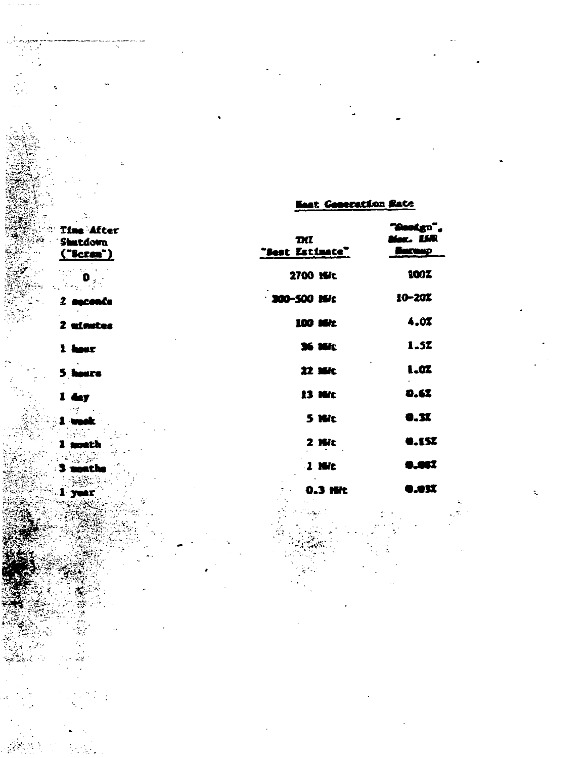| Time After Shutdown ("Scram") | Heat Generation Rate | |
|---|---|---|
| | TMI "Best Estimate" | "Design", Max. LWR Burnup |
| 0 | 2700 MWt | 100% |
| 2 seconds | 300-500 MWt | 10-20% |
| 2 minutes | 100 MWt | 4.0% |
| 1 hour | 36 MWt | 1.5% |
| 5 hours | 22 MWt | 1.0% |
| 1 day | 13 MWt | 0.6% |
| 1 week | 5 MWt | 0.3% |
| 1 month | 2 MWt | 0.15% |
| 3 months | 1 MWt | 0.08% |
| 1 year | 0.3 MWt | 0.03% |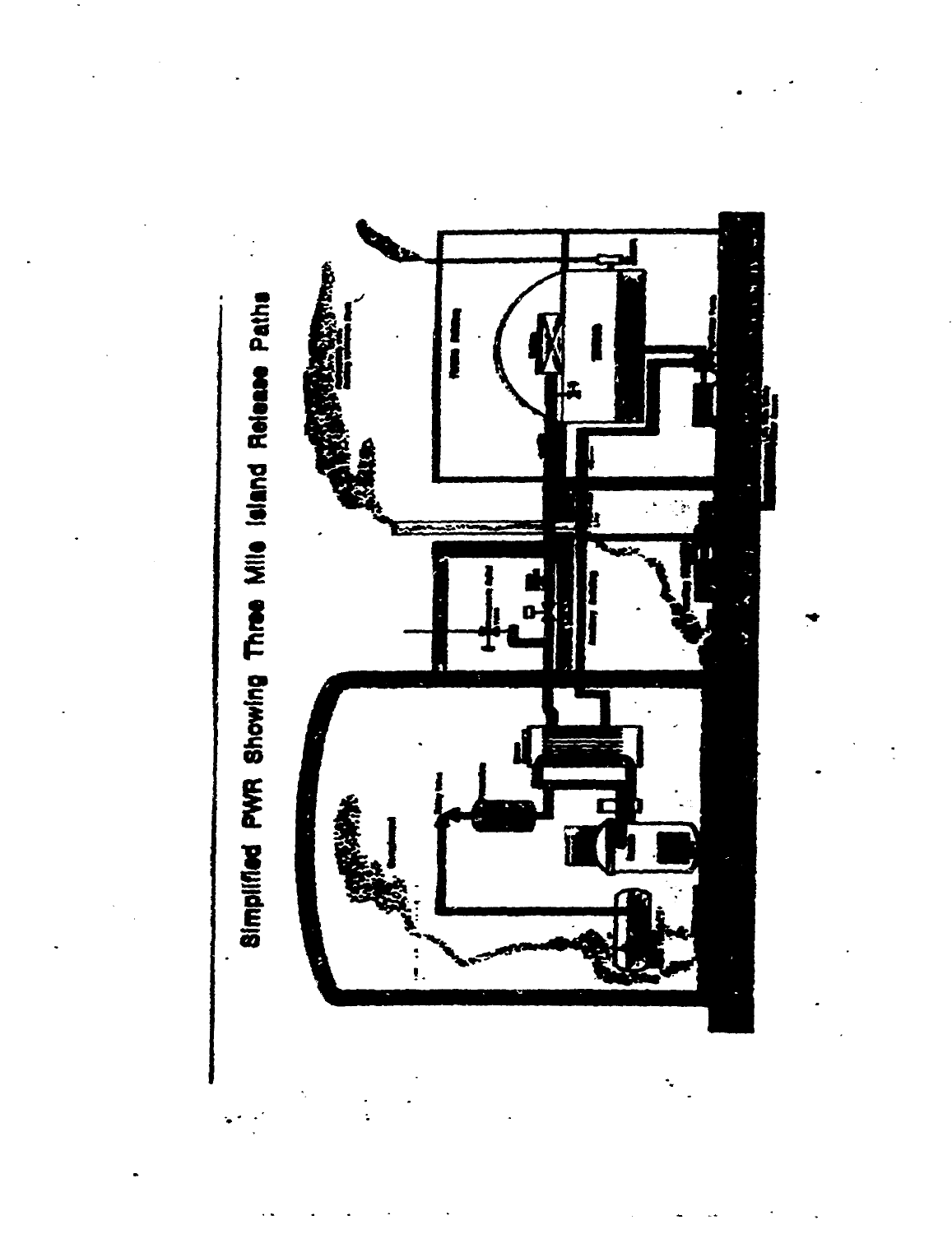Simplified PWR Showing Three Mile Island Release Paths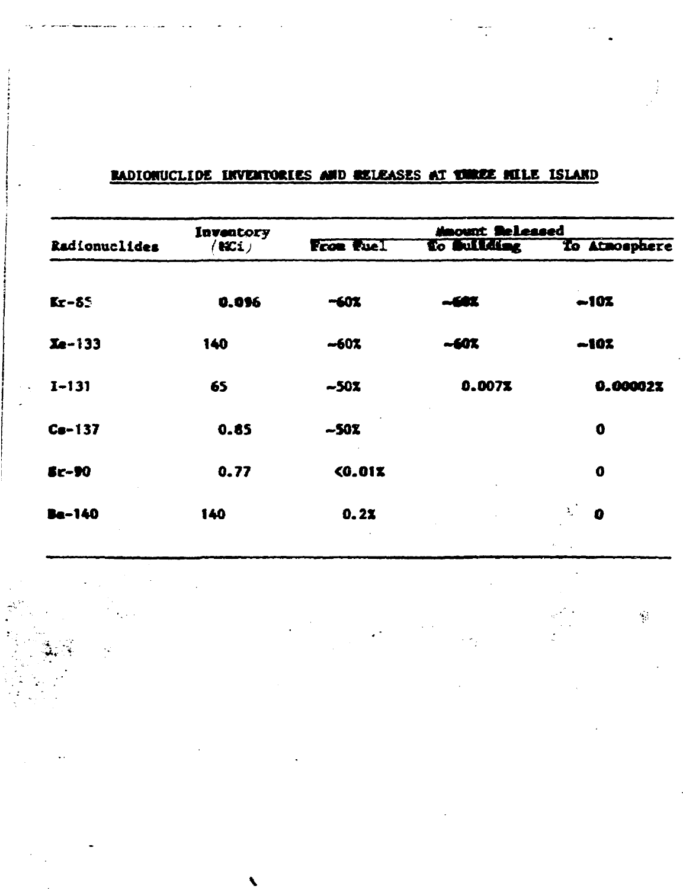## RADIONUCLIDE INVENTORIES AND RELEASES AT THREE MILE ISLAND

| Radionuclides | Inventory (MCi) | Amount Released | | |
|---|---|---|---|---|
| | | From Fuel | To Building | To Atmosphere |
| Kr-85 | 0.096 | ~60% | ~60% | ~10% |
| Xe-133 | 140 | ~60% | ~60% | ~10% |
| I-131 | 65 | ~50% | 0.007% | 0.00002% |
| Cs-137 | 0.85 | ~50% | | 0 |
| Sr-90 | 0.77 | <0.01% | | 0 |
| Ba-140 | 140 | 0.2% | | 0 |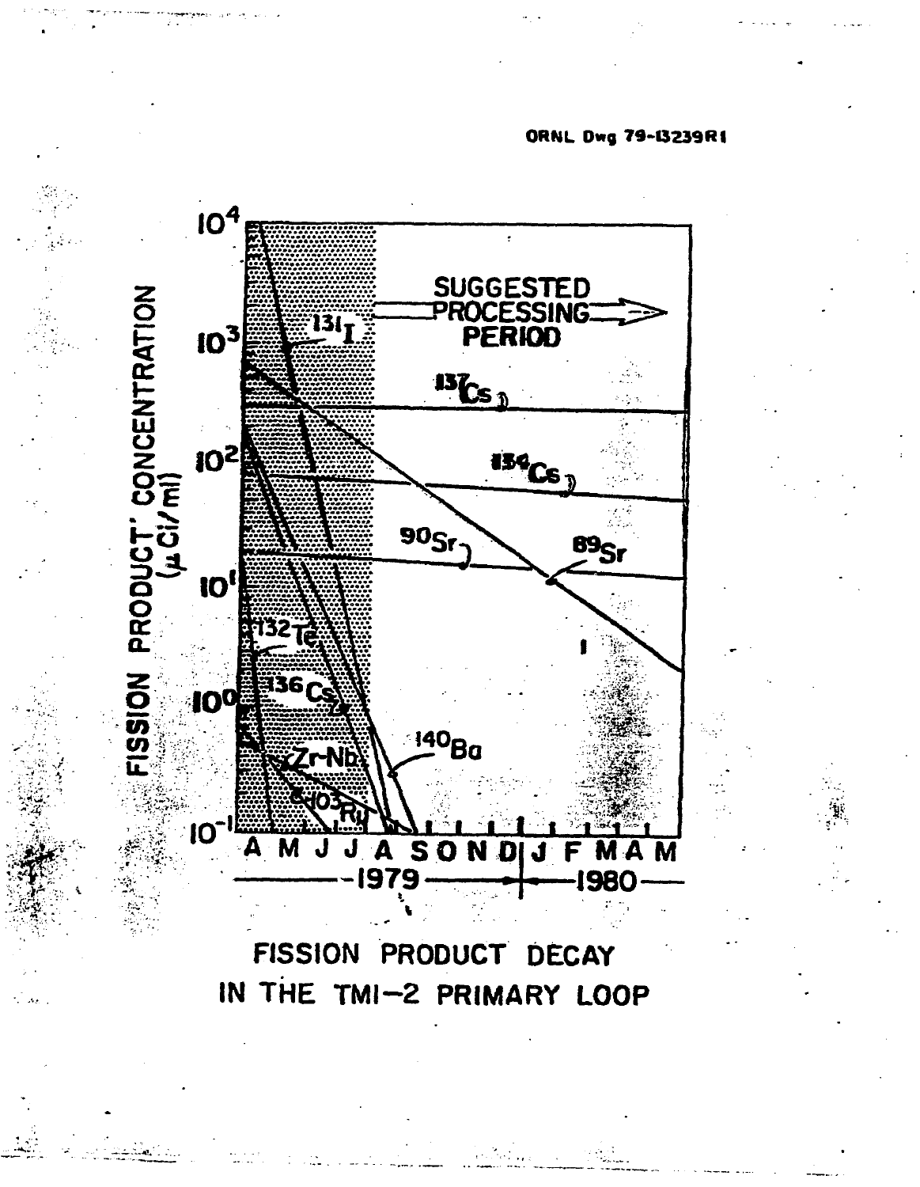ORNL Dwg 79-13239R1

FISSION PRODUCT DECAY IN THE TMI-2 PRIMARY LOOP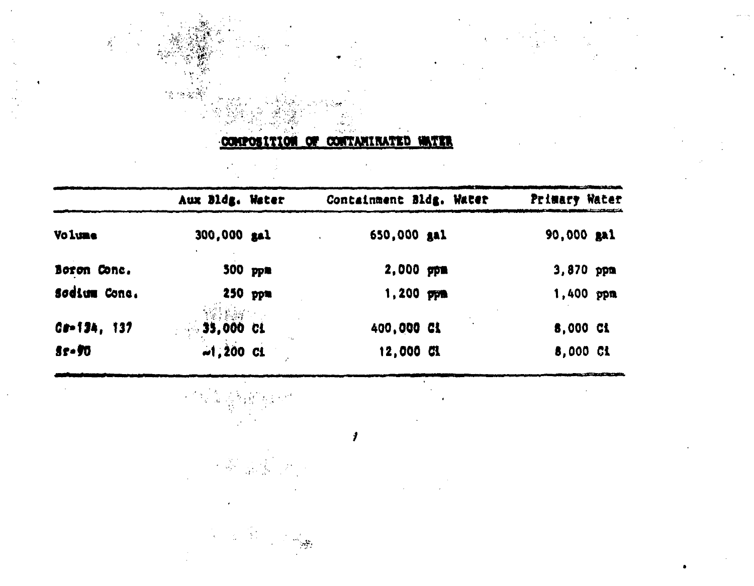## COMPOSITION OF CONTAMINATED WATER

| | Aux Bldg. Water | Containment Bldg. Water | Primary Water |
|---|---|---|---|
| Volume | 300,000 gal | 650,000 gal | 90,000 gal |
| Boron Conc. | 500 ppm | 2,000 ppm | 3,870 ppm |
| Sodium Conc. | 250 ppm | 1,200 ppm | 1,400 ppm |
| Cs-134, 137 | 35,000 Ci | 400,000 Ci | 8,000 Ci |
| Sr-90 | ~1,200 Ci | 12,000 Ci | 8,000 Ci |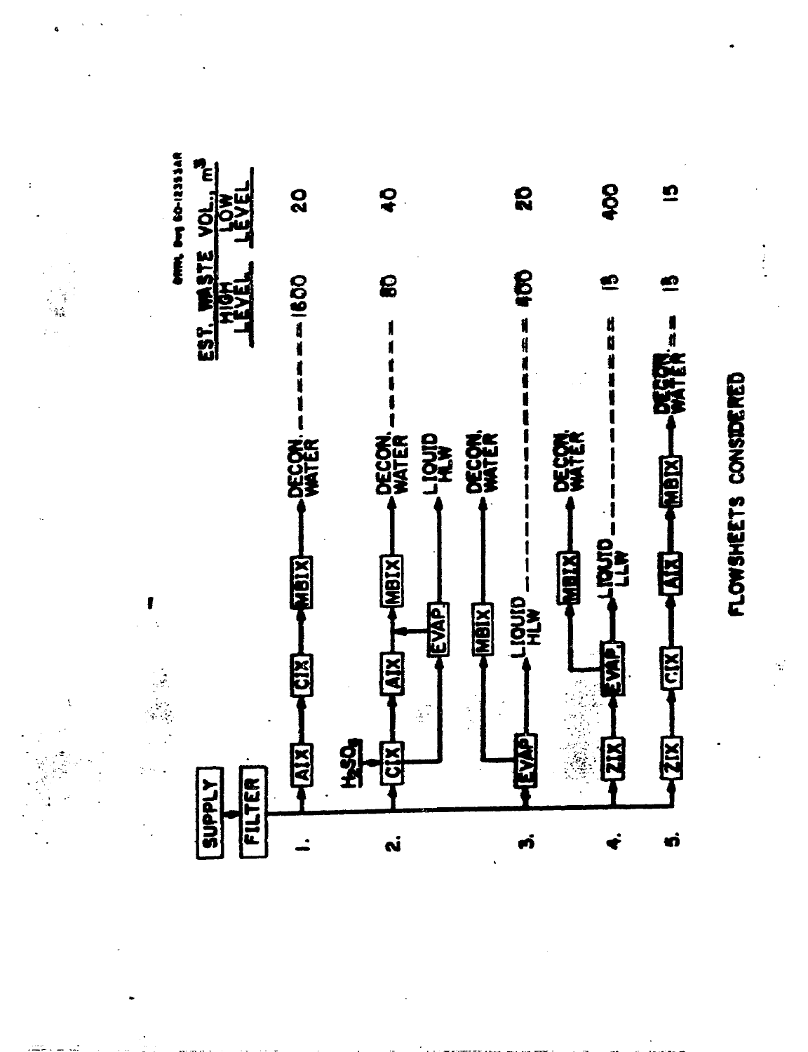ORNL Dwg 80-12353AR

**FLOWSHEETS CONSIDERED**

SUPPLY → FILTER

| Flowsheet | Process | Est. Waste Vol., $m^3$ High Level | Est. Waste Vol., $m^3$ Low Level |
|---|---|---|---|
| 1. | AIX → CIX → MBIX → DECON. WATER | 1600 | 20 |
| 2. | ($H_2SO_4$) CIX → AIX → MBIX → DECON. WATER; CIX/AIX → EVAP → LIQUID HLW | 80 | 40 |
| 3. | EVAP → MBIX → DECON. WATER; EVAP → LIQUID HLW | 400 | 20 |
| 4. | ZIX → EVAP. → MBIX → DECON. WATER; EVAP. → LIQUID LLW | 15 | 400 |
| 5. | ZIX → CIX → AIX → MBIX → DECON. WATER | 15 | 15 |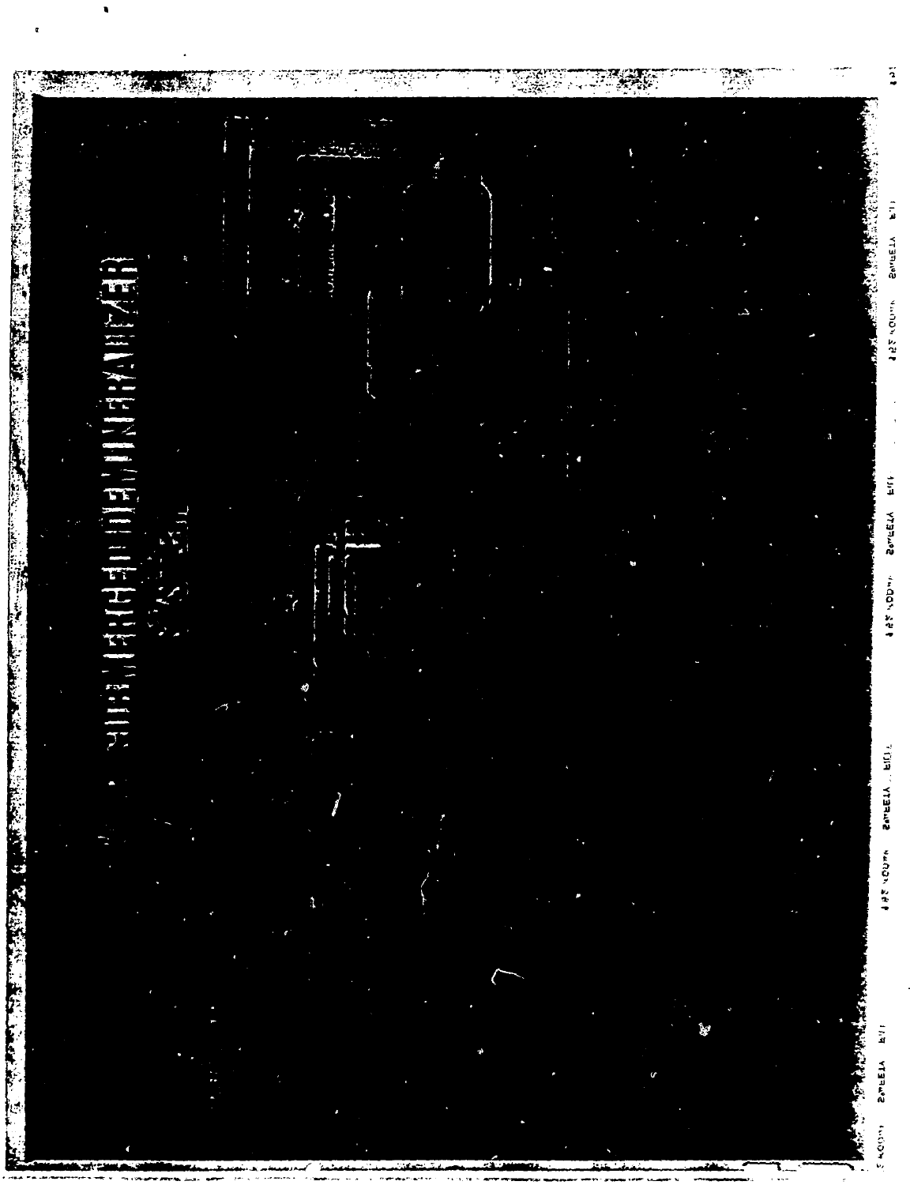SUBMERGED DEMINERALIZER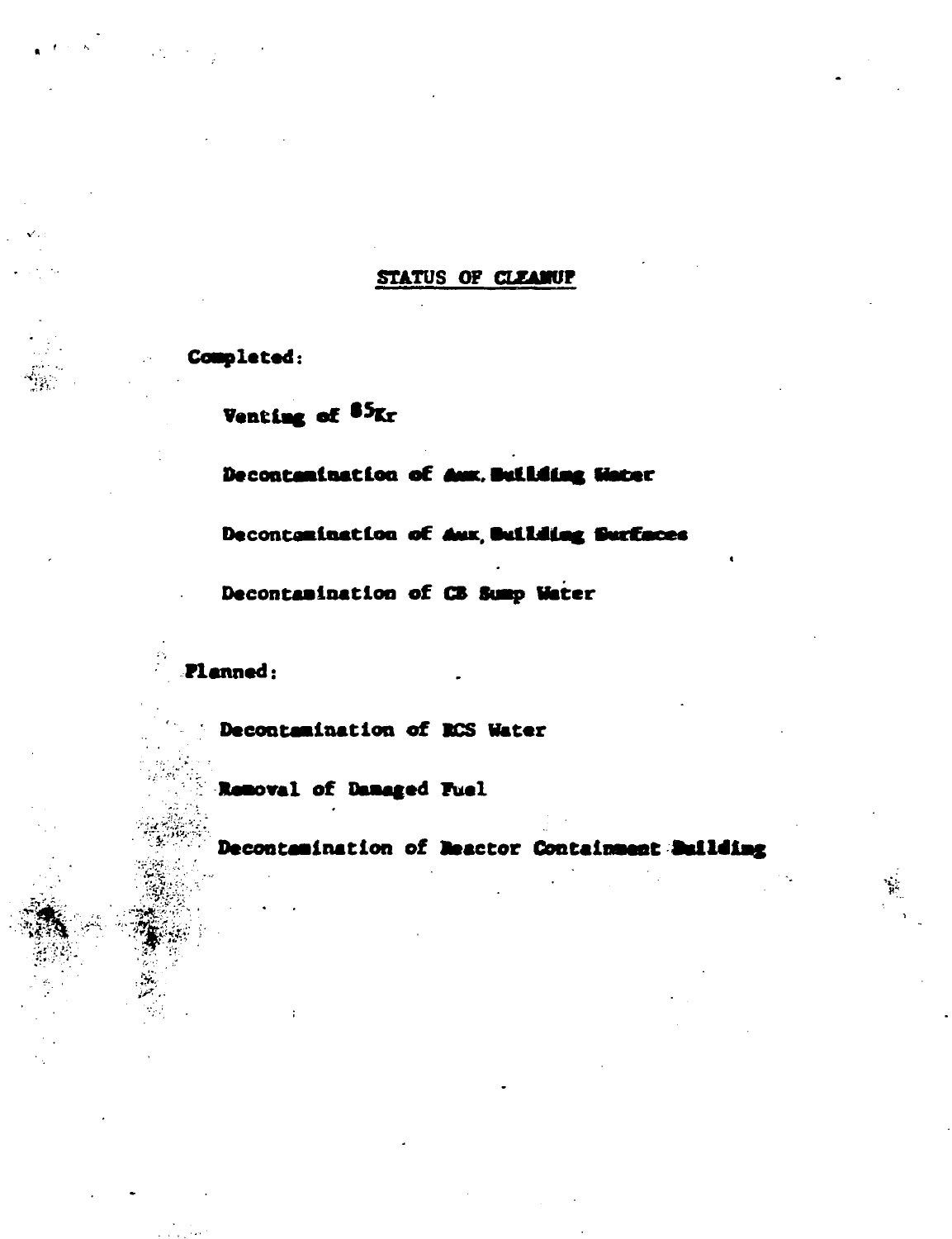# STATUS OF CLEANUP

**Completed:**

- Venting of $^{85}Kr$
- Decontamination of Aux. Building Water
- Decontamination of Aux. Building Surfaces
- Decontamination of CB Sump Water

**Planned:**

- Decontamination of RCS Water
- Removal of Damaged Fuel
- Decontamination of Reactor Containment Building